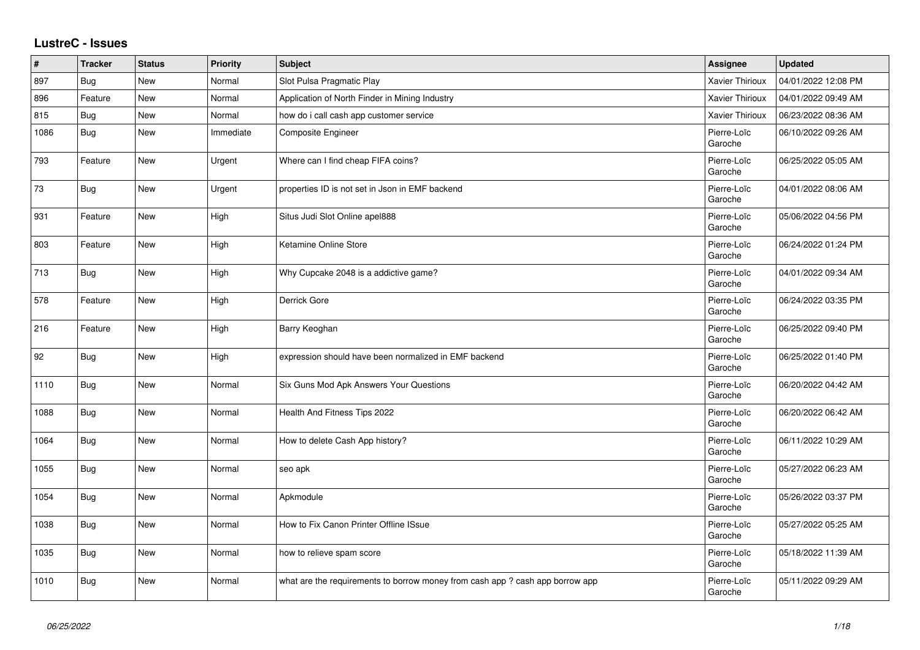# LustreC - Issues

| # | Tracker | Status | Priority | Subject | Assignee | Updated |
|---|---|---|---|---|---|---|
| 897 | Bug | New | Normal | Slot Pulsa Pragmatic Play | Xavier Thirioux | 04/01/2022 12:08 PM |
| 896 | Feature | New | Normal | Application of North Finder in Mining Industry | Xavier Thirioux | 04/01/2022 09:49 AM |
| 815 | Bug | New | Normal | how do i call cash app customer service | Xavier Thirioux | 06/23/2022 08:36 AM |
| 1086 | Bug | New | Immediate | Composite Engineer | Pierre-Loïc Garoche | 06/10/2022 09:26 AM |
| 793 | Feature | New | Urgent | Where can I find cheap FIFA coins? | Pierre-Loïc Garoche | 06/25/2022 05:05 AM |
| 73 | Bug | New | Urgent | properties ID is not set in Json in EMF backend | Pierre-Loïc Garoche | 04/01/2022 08:06 AM |
| 931 | Feature | New | High | Situs Judi Slot Online apel888 | Pierre-Loïc Garoche | 05/06/2022 04:56 PM |
| 803 | Feature | New | High | Ketamine Online Store | Pierre-Loïc Garoche | 06/24/2022 01:24 PM |
| 713 | Bug | New | High | Why Cupcake 2048 is a addictive game? | Pierre-Loïc Garoche | 04/01/2022 09:34 AM |
| 578 | Feature | New | High | Derrick Gore | Pierre-Loïc Garoche | 06/24/2022 03:35 PM |
| 216 | Feature | New | High | Barry Keoghan | Pierre-Loïc Garoche | 06/25/2022 09:40 PM |
| 92 | Bug | New | High | expression should have been normalized in EMF backend | Pierre-Loïc Garoche | 06/25/2022 01:40 PM |
| 1110 | Bug | New | Normal | Six Guns Mod Apk Answers Your Questions | Pierre-Loïc Garoche | 06/20/2022 04:42 AM |
| 1088 | Bug | New | Normal | Health And Fitness Tips 2022 | Pierre-Loïc Garoche | 06/20/2022 06:42 AM |
| 1064 | Bug | New | Normal | How to delete Cash App history? | Pierre-Loïc Garoche | 06/11/2022 10:29 AM |
| 1055 | Bug | New | Normal | seo apk | Pierre-Loïc Garoche | 05/27/2022 06:23 AM |
| 1054 | Bug | New | Normal | Apkmodule | Pierre-Loïc Garoche | 05/26/2022 03:37 PM |
| 1038 | Bug | New | Normal | How to Fix Canon Printer Offline ISsue | Pierre-Loïc Garoche | 05/27/2022 05:25 AM |
| 1035 | Bug | New | Normal | how to relieve spam score | Pierre-Loïc Garoche | 05/18/2022 11:39 AM |
| 1010 | Bug | New | Normal | what are the requirements to borrow money from cash app ? cash app borrow app | Pierre-Loïc Garoche | 05/11/2022 09:29 AM |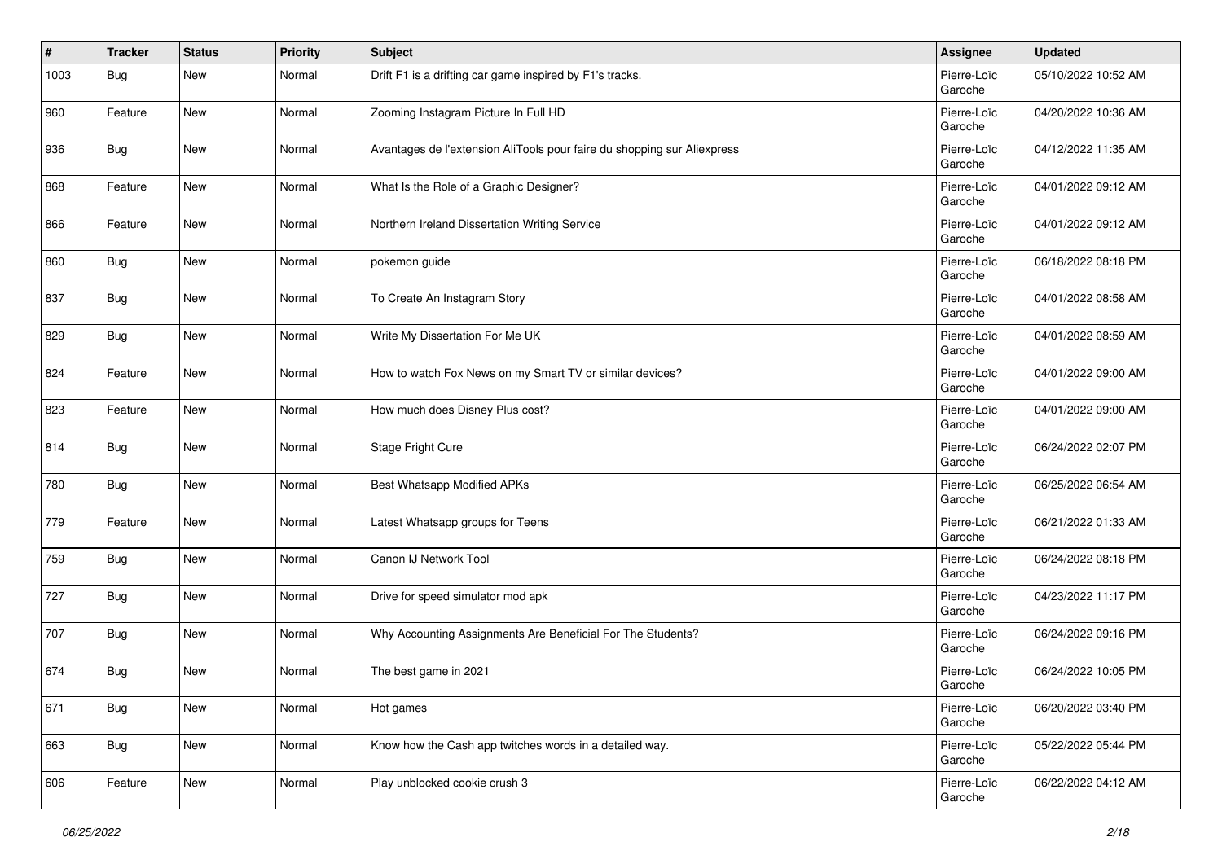| # | Tracker | Status | Priority | Subject | Assignee | Updated |
|---|---|---|---|---|---|---|
| 1003 | Bug | New | Normal | Drift F1 is a drifting car game inspired by F1's tracks. | Pierre-Loïc Garoche | 05/10/2022 10:52 AM |
| 960 | Feature | New | Normal | Zooming Instagram Picture In Full HD | Pierre-Loïc Garoche | 04/20/2022 10:36 AM |
| 936 | Bug | New | Normal | Avantages de l'extension AliTools pour faire du shopping sur Aliexpress | Pierre-Loïc Garoche | 04/12/2022 11:35 AM |
| 868 | Feature | New | Normal | What Is the Role of a Graphic Designer? | Pierre-Loïc Garoche | 04/01/2022 09:12 AM |
| 866 | Feature | New | Normal | Northern Ireland Dissertation Writing Service | Pierre-Loïc Garoche | 04/01/2022 09:12 AM |
| 860 | Bug | New | Normal | pokemon guide | Pierre-Loïc Garoche | 06/18/2022 08:18 PM |
| 837 | Bug | New | Normal | To Create An Instagram Story | Pierre-Loïc Garoche | 04/01/2022 08:58 AM |
| 829 | Bug | New | Normal | Write My Dissertation For Me UK | Pierre-Loïc Garoche | 04/01/2022 08:59 AM |
| 824 | Feature | New | Normal | How to watch Fox News on my Smart TV or similar devices? | Pierre-Loïc Garoche | 04/01/2022 09:00 AM |
| 823 | Feature | New | Normal | How much does Disney Plus cost? | Pierre-Loïc Garoche | 04/01/2022 09:00 AM |
| 814 | Bug | New | Normal | Stage Fright Cure | Pierre-Loïc Garoche | 06/24/2022 02:07 PM |
| 780 | Bug | New | Normal | Best Whatsapp Modified APKs | Pierre-Loïc Garoche | 06/25/2022 06:54 AM |
| 779 | Feature | New | Normal | Latest Whatsapp groups for Teens | Pierre-Loïc Garoche | 06/21/2022 01:33 AM |
| 759 | Bug | New | Normal | Canon IJ Network Tool | Pierre-Loïc Garoche | 06/24/2022 08:18 PM |
| 727 | Bug | New | Normal | Drive for speed simulator mod apk | Pierre-Loïc Garoche | 04/23/2022 11:17 PM |
| 707 | Bug | New | Normal | Why Accounting Assignments Are Beneficial For The Students? | Pierre-Loïc Garoche | 06/24/2022 09:16 PM |
| 674 | Bug | New | Normal | The best game in 2021 | Pierre-Loïc Garoche | 06/24/2022 10:05 PM |
| 671 | Bug | New | Normal | Hot games | Pierre-Loïc Garoche | 06/20/2022 03:40 PM |
| 663 | Bug | New | Normal | Know how the Cash app twitches words in a detailed way. | Pierre-Loïc Garoche | 05/22/2022 05:44 PM |
| 606 | Feature | New | Normal | Play unblocked cookie crush 3 | Pierre-Loïc Garoche | 06/22/2022 04:12 AM |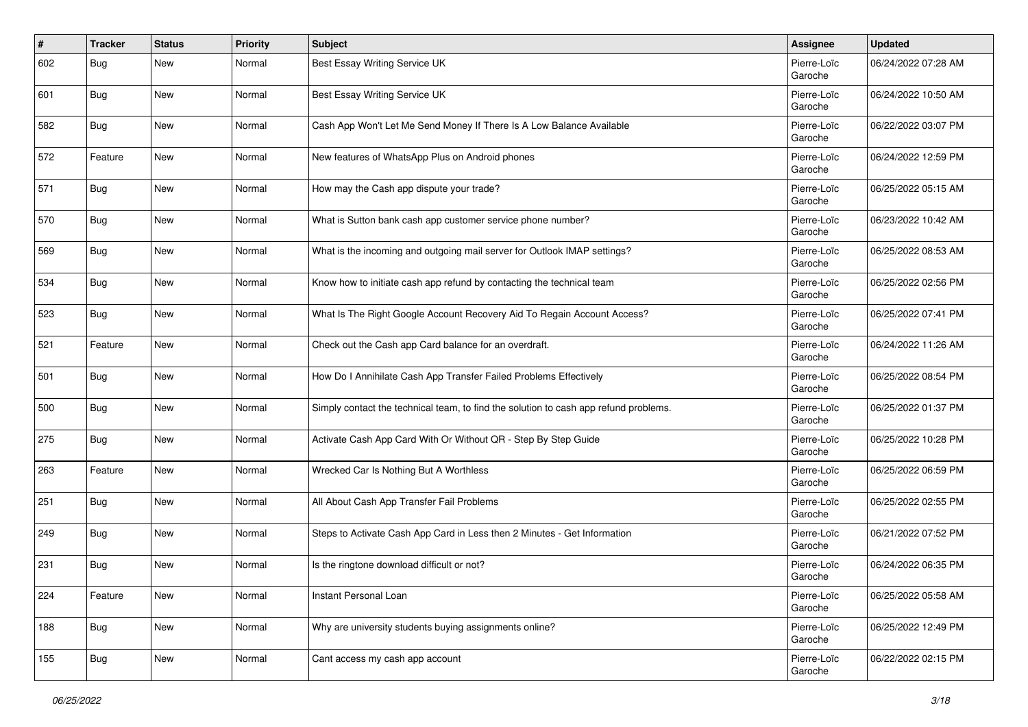| # | Tracker | Status | Priority | Subject | Assignee | Updated |
|---|---|---|---|---|---|---|
| 602 | Bug | New | Normal | Best Essay Writing Service UK | Pierre-Loïc Garoche | 06/24/2022 07:28 AM |
| 601 | Bug | New | Normal | Best Essay Writing Service UK | Pierre-Loïc Garoche | 06/24/2022 10:50 AM |
| 582 | Bug | New | Normal | Cash App Won't Let Me Send Money If There Is A Low Balance Available | Pierre-Loïc Garoche | 06/22/2022 03:07 PM |
| 572 | Feature | New | Normal | New features of WhatsApp Plus on Android phones | Pierre-Loïc Garoche | 06/24/2022 12:59 PM |
| 571 | Bug | New | Normal | How may the Cash app dispute your trade? | Pierre-Loïc Garoche | 06/25/2022 05:15 AM |
| 570 | Bug | New | Normal | What is Sutton bank cash app customer service phone number? | Pierre-Loïc Garoche | 06/23/2022 10:42 AM |
| 569 | Bug | New | Normal | What is the incoming and outgoing mail server for Outlook IMAP settings? | Pierre-Loïc Garoche | 06/25/2022 08:53 AM |
| 534 | Bug | New | Normal | Know how to initiate cash app refund by contacting the technical team | Pierre-Loïc Garoche | 06/25/2022 02:56 PM |
| 523 | Bug | New | Normal | What Is The Right Google Account Recovery Aid To Regain Account Access? | Pierre-Loïc Garoche | 06/25/2022 07:41 PM |
| 521 | Feature | New | Normal | Check out the Cash app Card balance for an overdraft. | Pierre-Loïc Garoche | 06/24/2022 11:26 AM |
| 501 | Bug | New | Normal | How Do I Annihilate Cash App Transfer Failed Problems Effectively | Pierre-Loïc Garoche | 06/25/2022 08:54 PM |
| 500 | Bug | New | Normal | Simply contact the technical team, to find the solution to cash app refund problems. | Pierre-Loïc Garoche | 06/25/2022 01:37 PM |
| 275 | Bug | New | Normal | Activate Cash App Card With Or Without QR - Step By Step Guide | Pierre-Loïc Garoche | 06/25/2022 10:28 PM |
| 263 | Feature | New | Normal | Wrecked Car Is Nothing But A Worthless | Pierre-Loïc Garoche | 06/25/2022 06:59 PM |
| 251 | Bug | New | Normal | All About Cash App Transfer Fail Problems | Pierre-Loïc Garoche | 06/25/2022 02:55 PM |
| 249 | Bug | New | Normal | Steps to Activate Cash App Card in Less then 2 Minutes - Get Information | Pierre-Loïc Garoche | 06/21/2022 07:52 PM |
| 231 | Bug | New | Normal | Is the ringtone download difficult or not? | Pierre-Loïc Garoche | 06/24/2022 06:35 PM |
| 224 | Feature | New | Normal | Instant Personal Loan | Pierre-Loïc Garoche | 06/25/2022 05:58 AM |
| 188 | Bug | New | Normal | Why are university students buying assignments online? | Pierre-Loïc Garoche | 06/25/2022 12:49 PM |
| 155 | Bug | New | Normal | Cant access my cash app account | Pierre-Loïc Garoche | 06/22/2022 02:15 PM |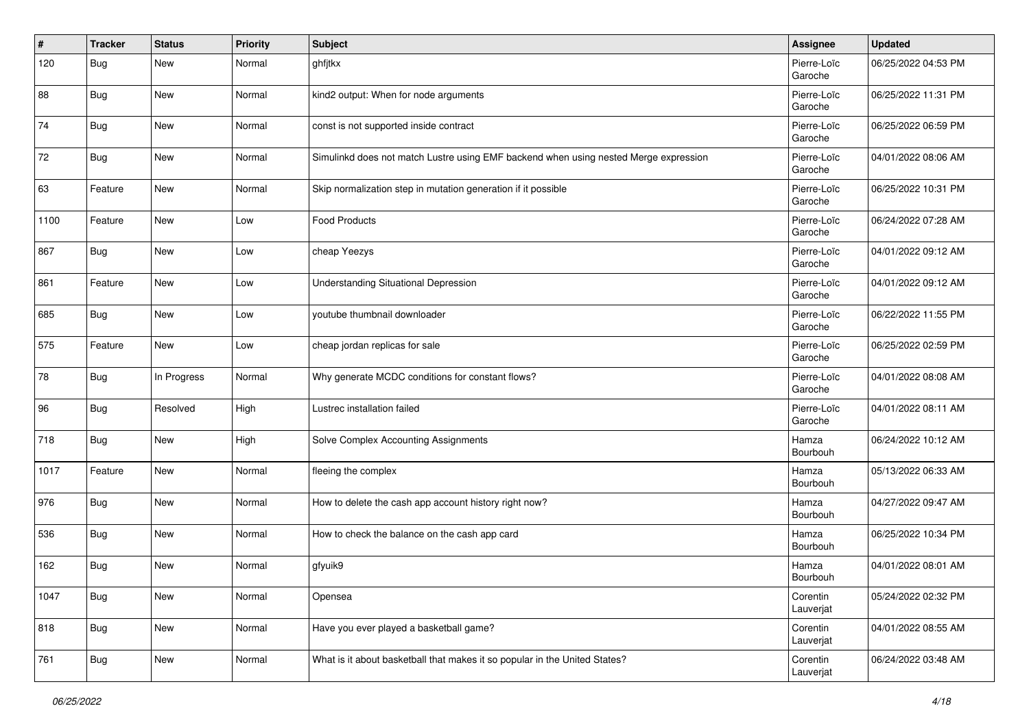| # | Tracker | Status | Priority | Subject | Assignee | Updated |
|---|---|---|---|---|---|---|
| 120 | Bug | New | Normal | ghfjtkx | Pierre-Loïc Garoche | 06/25/2022 04:53 PM |
| 88 | Bug | New | Normal | kind2 output: When for node arguments | Pierre-Loïc Garoche | 06/25/2022 11:31 PM |
| 74 | Bug | New | Normal | const is not supported inside contract | Pierre-Loïc Garoche | 06/25/2022 06:59 PM |
| 72 | Bug | New | Normal | Simulinkd does not match Lustre using EMF backend when using nested Merge expression | Pierre-Loïc Garoche | 04/01/2022 08:06 AM |
| 63 | Feature | New | Normal | Skip normalization step in mutation generation if it possible | Pierre-Loïc Garoche | 06/25/2022 10:31 PM |
| 1100 | Feature | New | Low | Food Products | Pierre-Loïc Garoche | 06/24/2022 07:28 AM |
| 867 | Bug | New | Low | cheap Yeezys | Pierre-Loïc Garoche | 04/01/2022 09:12 AM |
| 861 | Feature | New | Low | Understanding Situational Depression | Pierre-Loïc Garoche | 04/01/2022 09:12 AM |
| 685 | Bug | New | Low | youtube thumbnail downloader | Pierre-Loïc Garoche | 06/22/2022 11:55 PM |
| 575 | Feature | New | Low | cheap jordan replicas for sale | Pierre-Loïc Garoche | 06/25/2022 02:59 PM |
| 78 | Bug | In Progress | Normal | Why generate MCDC conditions for constant flows? | Pierre-Loïc Garoche | 04/01/2022 08:08 AM |
| 96 | Bug | Resolved | High | Lustrec installation failed | Pierre-Loïc Garoche | 04/01/2022 08:11 AM |
| 718 | Bug | New | High | Solve Complex Accounting Assignments | Hamza Bourbouh | 06/24/2022 10:12 AM |
| 1017 | Feature | New | Normal | fleeing the complex | Hamza Bourbouh | 05/13/2022 06:33 AM |
| 976 | Bug | New | Normal | How to delete the cash app account history right now? | Hamza Bourbouh | 04/27/2022 09:47 AM |
| 536 | Bug | New | Normal | How to check the balance on the cash app card | Hamza Bourbouh | 06/25/2022 10:34 PM |
| 162 | Bug | New | Normal | gfyuik9 | Hamza Bourbouh | 04/01/2022 08:01 AM |
| 1047 | Bug | New | Normal | Opensea | Corentin Lauverjat | 05/24/2022 02:32 PM |
| 818 | Bug | New | Normal | Have you ever played a basketball game? | Corentin Lauverjat | 04/01/2022 08:55 AM |
| 761 | Bug | New | Normal | What is it about basketball that makes it so popular in the United States? | Corentin Lauverjat | 06/24/2022 03:48 AM |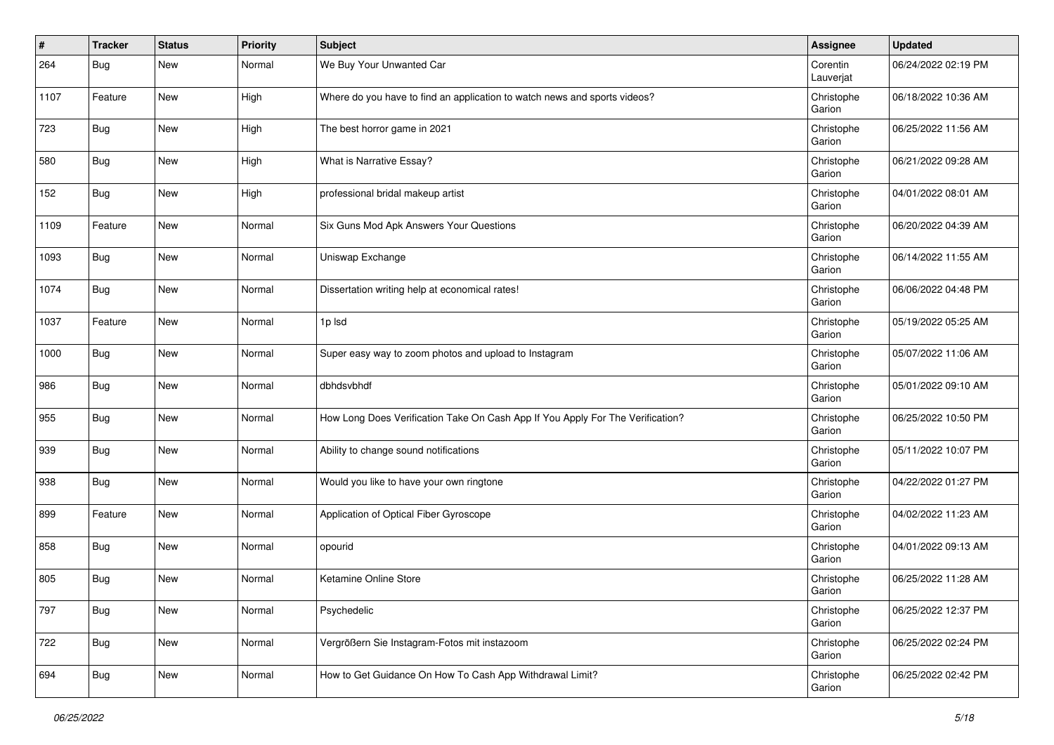| # | Tracker | Status | Priority | Subject | Assignee | Updated |
|---|---|---|---|---|---|---|
| 264 | Bug | New | Normal | We Buy Your Unwanted Car | Corentin Lauverjat | 06/24/2022 02:19 PM |
| 1107 | Feature | New | High | Where do you have to find an application to watch news and sports videos? | Christophe Garion | 06/18/2022 10:36 AM |
| 723 | Bug | New | High | The best horror game in 2021 | Christophe Garion | 06/25/2022 11:56 AM |
| 580 | Bug | New | High | What is Narrative Essay? | Christophe Garion | 06/21/2022 09:28 AM |
| 152 | Bug | New | High | professional bridal makeup artist | Christophe Garion | 04/01/2022 08:01 AM |
| 1109 | Feature | New | Normal | Six Guns Mod Apk Answers Your Questions | Christophe Garion | 06/20/2022 04:39 AM |
| 1093 | Bug | New | Normal | Uniswap Exchange | Christophe Garion | 06/14/2022 11:55 AM |
| 1074 | Bug | New | Normal | Dissertation writing help at economical rates! | Christophe Garion | 06/06/2022 04:48 PM |
| 1037 | Feature | New | Normal | 1p lsd | Christophe Garion | 05/19/2022 05:25 AM |
| 1000 | Bug | New | Normal | Super easy way to zoom photos and upload to Instagram | Christophe Garion | 05/07/2022 11:06 AM |
| 986 | Bug | New | Normal | dbhdsvbhdf | Christophe Garion | 05/01/2022 09:10 AM |
| 955 | Bug | New | Normal | How Long Does Verification Take On Cash App If You Apply For The Verification? | Christophe Garion | 06/25/2022 10:50 PM |
| 939 | Bug | New | Normal | Ability to change sound notifications | Christophe Garion | 05/11/2022 10:07 PM |
| 938 | Bug | New | Normal | Would you like to have your own ringtone | Christophe Garion | 04/22/2022 01:27 PM |
| 899 | Feature | New | Normal | Application of Optical Fiber Gyroscope | Christophe Garion | 04/02/2022 11:23 AM |
| 858 | Bug | New | Normal | opourid | Christophe Garion | 04/01/2022 09:13 AM |
| 805 | Bug | New | Normal | Ketamine Online Store | Christophe Garion | 06/25/2022 11:28 AM |
| 797 | Bug | New | Normal | Psychedelic | Christophe Garion | 06/25/2022 12:37 PM |
| 722 | Bug | New | Normal | Vergrößern Sie Instagram-Fotos mit instazoom | Christophe Garion | 06/25/2022 02:24 PM |
| 694 | Bug | New | Normal | How to Get Guidance On How To Cash App Withdrawal Limit? | Christophe Garion | 06/25/2022 02:42 PM |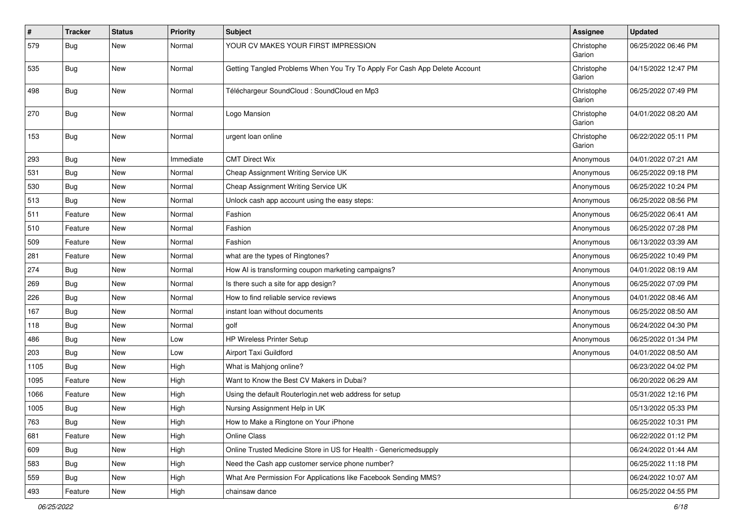| # | Tracker | Status | Priority | Subject | Assignee | Updated |
|---|---|---|---|---|---|---|
| 579 | Bug | New | Normal | YOUR CV MAKES YOUR FIRST IMPRESSION | Christophe Garion | 06/25/2022 06:46 PM |
| 535 | Bug | New | Normal | Getting Tangled Problems When You Try To Apply For Cash App Delete Account | Christophe Garion | 04/15/2022 12:47 PM |
| 498 | Bug | New | Normal | Téléchargeur SoundCloud : SoundCloud en Mp3 | Christophe Garion | 06/25/2022 07:49 PM |
| 270 | Bug | New | Normal | Logo Mansion | Christophe Garion | 04/01/2022 08:20 AM |
| 153 | Bug | New | Normal | urgent loan online | Christophe Garion | 06/22/2022 05:11 PM |
| 293 | Bug | New | Immediate | CMT Direct Wix | Anonymous | 04/01/2022 07:21 AM |
| 531 | Bug | New | Normal | Cheap Assignment Writing Service UK | Anonymous | 06/25/2022 09:18 PM |
| 530 | Bug | New | Normal | Cheap Assignment Writing Service UK | Anonymous | 06/25/2022 10:24 PM |
| 513 | Bug | New | Normal | Unlock cash app account using the easy steps: | Anonymous | 06/25/2022 08:56 PM |
| 511 | Feature | New | Normal | Fashion | Anonymous | 06/25/2022 06:41 AM |
| 510 | Feature | New | Normal | Fashion | Anonymous | 06/25/2022 07:28 PM |
| 509 | Feature | New | Normal | Fashion | Anonymous | 06/13/2022 03:39 AM |
| 281 | Feature | New | Normal | what are the types of Ringtones? | Anonymous | 06/25/2022 10:49 PM |
| 274 | Bug | New | Normal | How AI is transforming coupon marketing campaigns? | Anonymous | 04/01/2022 08:19 AM |
| 269 | Bug | New | Normal | Is there such a site for app design? | Anonymous | 06/25/2022 07:09 PM |
| 226 | Bug | New | Normal | How to find reliable service reviews | Anonymous | 04/01/2022 08:46 AM |
| 167 | Bug | New | Normal | instant loan without documents | Anonymous | 06/25/2022 08:50 AM |
| 118 | Bug | New | Normal | golf | Anonymous | 06/24/2022 04:30 PM |
| 486 | Bug | New | Low | HP Wireless Printer Setup | Anonymous | 06/25/2022 01:34 PM |
| 203 | Bug | New | Low | Airport Taxi Guildford | Anonymous | 04/01/2022 08:50 AM |
| 1105 | Bug | New | High | What is Mahjong online? | | 06/23/2022 04:02 PM |
| 1095 | Feature | New | High | Want to Know the Best CV Makers in Dubai? | | 06/20/2022 06:29 AM |
| 1066 | Feature | New | High | Using the default Routerlogin.net web address for setup | | 05/31/2022 12:16 PM |
| 1005 | Bug | New | High | Nursing Assignment Help in UK | | 05/13/2022 05:33 PM |
| 763 | Bug | New | High | How to Make a Ringtone on Your iPhone | | 06/25/2022 10:31 PM |
| 681 | Feature | New | High | Online Class | | 06/22/2022 01:12 PM |
| 609 | Bug | New | High | Online Trusted Medicine Store in US for Health - Genericmedsupply | | 06/24/2022 01:44 AM |
| 583 | Bug | New | High | Need the Cash app customer service phone number? | | 06/25/2022 11:18 PM |
| 559 | Bug | New | High | What Are Permission For Applications like Facebook Sending MMS? | | 06/24/2022 10:07 AM |
| 493 | Feature | New | High | chainsaw dance | | 06/25/2022 04:55 PM |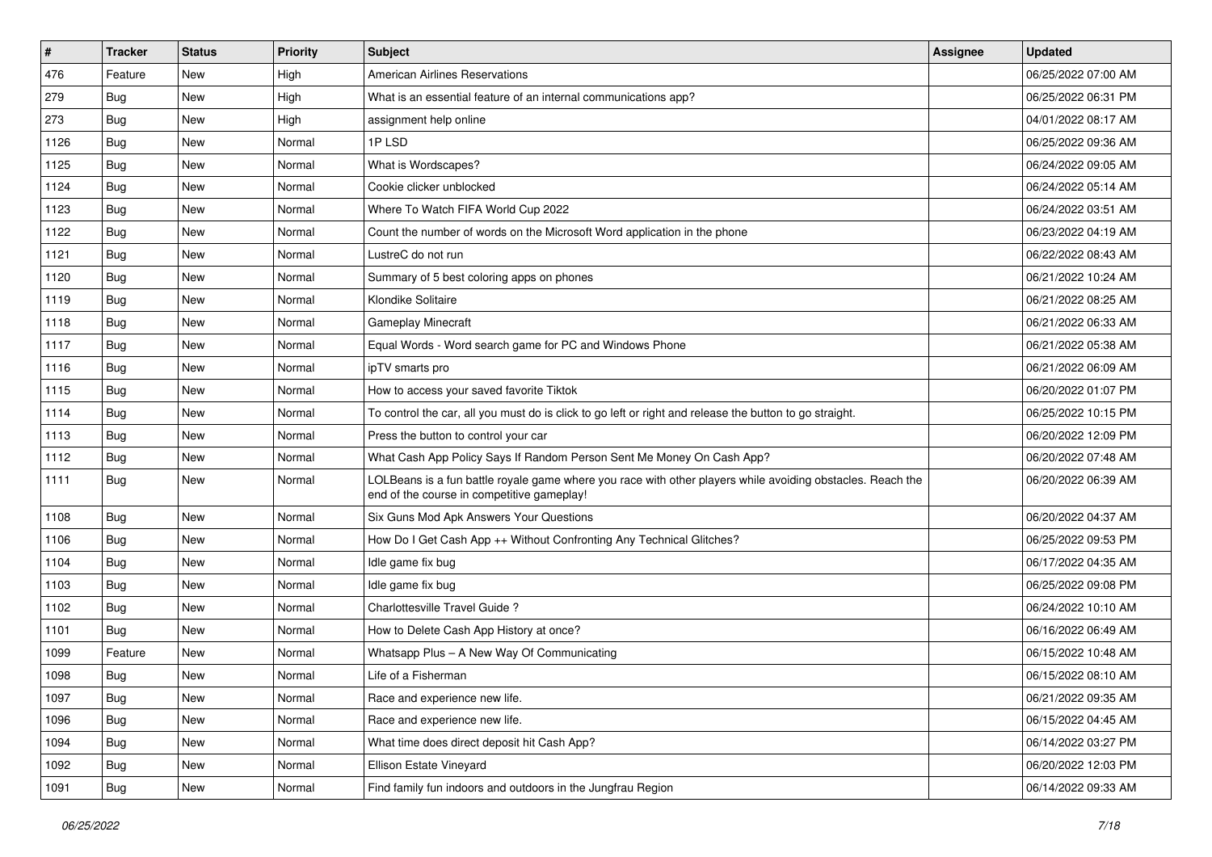| # | Tracker | Status | Priority | Subject | Assignee | Updated |
|---|---|---|---|---|---|---|
| 476 | Feature | New | High | American Airlines Reservations | | 06/25/2022 07:00 AM |
| 279 | Bug | New | High | What is an essential feature of an internal communications app? | | 06/25/2022 06:31 PM |
| 273 | Bug | New | High | assignment help online | | 04/01/2022 08:17 AM |
| 1126 | Bug | New | Normal | 1P LSD | | 06/25/2022 09:36 AM |
| 1125 | Bug | New | Normal | What is Wordscapes? | | 06/24/2022 09:05 AM |
| 1124 | Bug | New | Normal | Cookie clicker unblocked | | 06/24/2022 05:14 AM |
| 1123 | Bug | New | Normal | Where To Watch FIFA World Cup 2022 | | 06/24/2022 03:51 AM |
| 1122 | Bug | New | Normal | Count the number of words on the Microsoft Word application in the phone | | 06/23/2022 04:19 AM |
| 1121 | Bug | New | Normal | LustreC do not run | | 06/22/2022 08:43 AM |
| 1120 | Bug | New | Normal | Summary of 5 best coloring apps on phones | | 06/21/2022 10:24 AM |
| 1119 | Bug | New | Normal | Klondike Solitaire | | 06/21/2022 08:25 AM |
| 1118 | Bug | New | Normal | Gameplay Minecraft | | 06/21/2022 06:33 AM |
| 1117 | Bug | New | Normal | Equal Words - Word search game for PC and Windows Phone | | 06/21/2022 05:38 AM |
| 1116 | Bug | New | Normal | ipTV smarts pro | | 06/21/2022 06:09 AM |
| 1115 | Bug | New | Normal | How to access your saved favorite Tiktok | | 06/20/2022 01:07 PM |
| 1114 | Bug | New | Normal | To control the car, all you must do is click to go left or right and release the button to go straight. | | 06/25/2022 10:15 PM |
| 1113 | Bug | New | Normal | Press the button to control your car | | 06/20/2022 12:09 PM |
| 1112 | Bug | New | Normal | What Cash App Policy Says If Random Person Sent Me Money On Cash App? | | 06/20/2022 07:48 AM |
| 1111 | Bug | New | Normal | LOLBeans is a fun battle royale game where you race with other players while avoiding obstacles. Reach the end of the course in competitive gameplay! | | 06/20/2022 06:39 AM |
| 1108 | Bug | New | Normal | Six Guns Mod Apk Answers Your Questions | | 06/20/2022 04:37 AM |
| 1106 | Bug | New | Normal | How Do I Get Cash App ++ Without Confronting Any Technical Glitches? | | 06/25/2022 09:53 PM |
| 1104 | Bug | New | Normal | Idle game fix bug | | 06/17/2022 04:35 AM |
| 1103 | Bug | New | Normal | Idle game fix bug | | 06/25/2022 09:08 PM |
| 1102 | Bug | New | Normal | Charlottesville Travel Guide ? | | 06/24/2022 10:10 AM |
| 1101 | Bug | New | Normal | How to Delete Cash App History at once? | | 06/16/2022 06:49 AM |
| 1099 | Feature | New | Normal | Whatsapp Plus – A New Way Of Communicating | | 06/15/2022 10:48 AM |
| 1098 | Bug | New | Normal | Life of a Fisherman | | 06/15/2022 08:10 AM |
| 1097 | Bug | New | Normal | Race and experience new life. | | 06/21/2022 09:35 AM |
| 1096 | Bug | New | Normal | Race and experience new life. | | 06/15/2022 04:45 AM |
| 1094 | Bug | New | Normal | What time does direct deposit hit Cash App? | | 06/14/2022 03:27 PM |
| 1092 | Bug | New | Normal | Ellison Estate Vineyard | | 06/20/2022 12:03 PM |
| 1091 | Bug | New | Normal | Find family fun indoors and outdoors in the Jungfrau Region | | 06/14/2022 09:33 AM |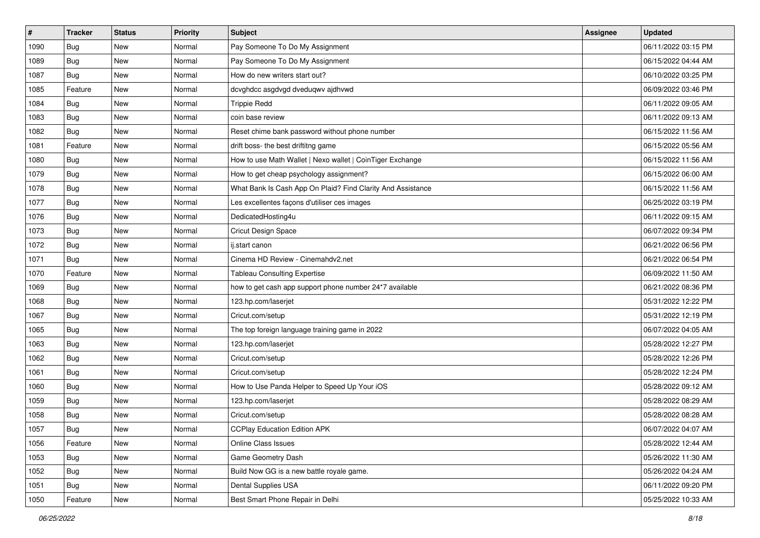| # | Tracker | Status | Priority | Subject | Assignee | Updated |
|---|---|---|---|---|---|---|
| 1090 | Bug | New | Normal | Pay Someone To Do My Assignment | | 06/11/2022 03:15 PM |
| 1089 | Bug | New | Normal | Pay Someone To Do My Assignment | | 06/15/2022 04:44 AM |
| 1087 | Bug | New | Normal | How do new writers start out? | | 06/10/2022 03:25 PM |
| 1085 | Feature | New | Normal | dcvghdcc asgdvgd dveduqwv ajdhvwd | | 06/09/2022 03:46 PM |
| 1084 | Bug | New | Normal | Trippie Redd | | 06/11/2022 09:05 AM |
| 1083 | Bug | New | Normal | coin base review | | 06/11/2022 09:13 AM |
| 1082 | Bug | New | Normal | Reset chime bank password without phone number | | 06/15/2022 11:56 AM |
| 1081 | Feature | New | Normal | drift boss- the best driftitng game | | 06/15/2022 05:56 AM |
| 1080 | Bug | New | Normal | How to use Math Wallet \| Nexo wallet \| CoinTiger Exchange | | 06/15/2022 11:56 AM |
| 1079 | Bug | New | Normal | How to get cheap psychology assignment? | | 06/15/2022 06:00 AM |
| 1078 | Bug | New | Normal | What Bank Is Cash App On Plaid? Find Clarity And Assistance | | 06/15/2022 11:56 AM |
| 1077 | Bug | New | Normal | Les excellentes façons d'utiliser ces images | | 06/25/2022 03:19 PM |
| 1076 | Bug | New | Normal | DedicatedHosting4u | | 06/11/2022 09:15 AM |
| 1073 | Bug | New | Normal | Cricut Design Space | | 06/07/2022 09:34 PM |
| 1072 | Bug | New | Normal | ij.start canon | | 06/21/2022 06:56 PM |
| 1071 | Bug | New | Normal | Cinema HD Review - Cinemahdv2.net | | 06/21/2022 06:54 PM |
| 1070 | Feature | New | Normal | Tableau Consulting Expertise | | 06/09/2022 11:50 AM |
| 1069 | Bug | New | Normal | how to get cash app support phone number 24*7 available | | 06/21/2022 08:36 PM |
| 1068 | Bug | New | Normal | 123.hp.com/laserjet | | 05/31/2022 12:22 PM |
| 1067 | Bug | New | Normal | Cricut.com/setup | | 05/31/2022 12:19 PM |
| 1065 | Bug | New | Normal | The top foreign language training game in 2022 | | 06/07/2022 04:05 AM |
| 1063 | Bug | New | Normal | 123.hp.com/laserjet | | 05/28/2022 12:27 PM |
| 1062 | Bug | New | Normal | Cricut.com/setup | | 05/28/2022 12:26 PM |
| 1061 | Bug | New | Normal | Cricut.com/setup | | 05/28/2022 12:24 PM |
| 1060 | Bug | New | Normal | How to Use Panda Helper to Speed Up Your iOS | | 05/28/2022 09:12 AM |
| 1059 | Bug | New | Normal | 123.hp.com/laserjet | | 05/28/2022 08:29 AM |
| 1058 | Bug | New | Normal | Cricut.com/setup | | 05/28/2022 08:28 AM |
| 1057 | Bug | New | Normal | CCPlay Education Edition APK | | 06/07/2022 04:07 AM |
| 1056 | Feature | New | Normal | Online Class Issues | | 05/28/2022 12:44 AM |
| 1053 | Bug | New | Normal | Game Geometry Dash | | 05/26/2022 11:30 AM |
| 1052 | Bug | New | Normal | Build Now GG is a new battle royale game. | | 05/26/2022 04:24 AM |
| 1051 | Bug | New | Normal | Dental Supplies USA | | 06/11/2022 09:20 PM |
| 1050 | Feature | New | Normal | Best Smart Phone Repair in Delhi | | 05/25/2022 10:33 AM |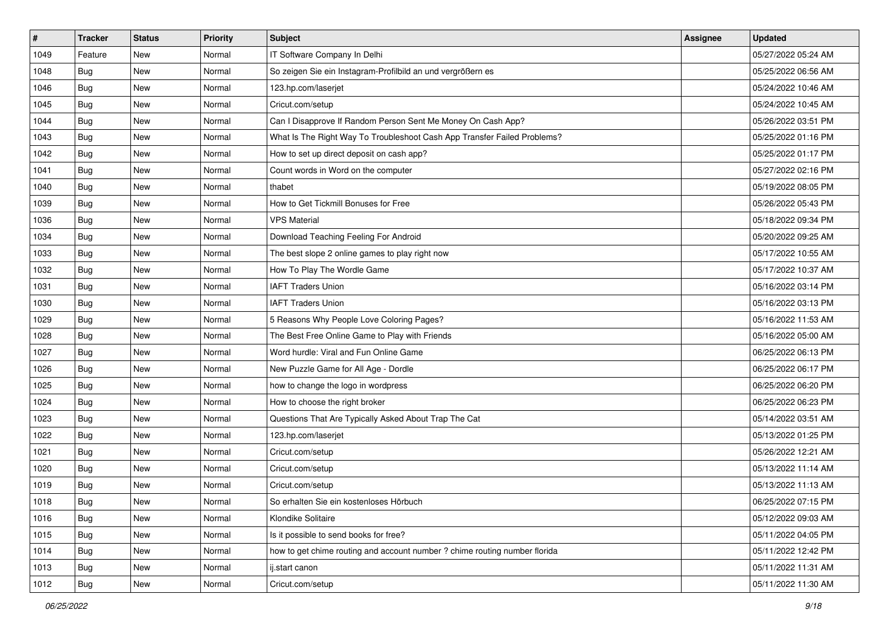| # | Tracker | Status | Priority | Subject | Assignee | Updated |
|---|---|---|---|---|---|---|
| 1049 | Feature | New | Normal | IT Software Company In Delhi | | 05/27/2022 05:24 AM |
| 1048 | Bug | New | Normal | So zeigen Sie ein Instagram-Profilbild an und vergrößern es | | 05/25/2022 06:56 AM |
| 1046 | Bug | New | Normal | 123.hp.com/laserjet | | 05/24/2022 10:46 AM |
| 1045 | Bug | New | Normal | Cricut.com/setup | | 05/24/2022 10:45 AM |
| 1044 | Bug | New | Normal | Can I Disapprove If Random Person Sent Me Money On Cash App? | | 05/26/2022 03:51 PM |
| 1043 | Bug | New | Normal | What Is The Right Way To Troubleshoot Cash App Transfer Failed Problems? | | 05/25/2022 01:16 PM |
| 1042 | Bug | New | Normal | How to set up direct deposit on cash app? | | 05/25/2022 01:17 PM |
| 1041 | Bug | New | Normal | Count words in Word on the computer | | 05/27/2022 02:16 PM |
| 1040 | Bug | New | Normal | thabet | | 05/19/2022 08:05 PM |
| 1039 | Bug | New | Normal | How to Get Tickmill Bonuses for Free | | 05/26/2022 05:43 PM |
| 1036 | Bug | New | Normal | VPS Material | | 05/18/2022 09:34 PM |
| 1034 | Bug | New | Normal | Download Teaching Feeling For Android | | 05/20/2022 09:25 AM |
| 1033 | Bug | New | Normal | The best slope 2 online games to play right now | | 05/17/2022 10:55 AM |
| 1032 | Bug | New | Normal | How To Play The Wordle Game | | 05/17/2022 10:37 AM |
| 1031 | Bug | New | Normal | IAFT Traders Union | | 05/16/2022 03:14 PM |
| 1030 | Bug | New | Normal | IAFT Traders Union | | 05/16/2022 03:13 PM |
| 1029 | Bug | New | Normal | 5 Reasons Why People Love Coloring Pages? | | 05/16/2022 11:53 AM |
| 1028 | Bug | New | Normal | The Best Free Online Game to Play with Friends | | 05/16/2022 05:00 AM |
| 1027 | Bug | New | Normal | Word hurdle: Viral and Fun Online Game | | 06/25/2022 06:13 PM |
| 1026 | Bug | New | Normal | New Puzzle Game for All Age - Dordle | | 06/25/2022 06:17 PM |
| 1025 | Bug | New | Normal | how to change the logo in wordpress | | 06/25/2022 06:20 PM |
| 1024 | Bug | New | Normal | How to choose the right broker | | 06/25/2022 06:23 PM |
| 1023 | Bug | New | Normal | Questions That Are Typically Asked About Trap The Cat | | 05/14/2022 03:51 AM |
| 1022 | Bug | New | Normal | 123.hp.com/laserjet | | 05/13/2022 01:25 PM |
| 1021 | Bug | New | Normal | Cricut.com/setup | | 05/26/2022 12:21 AM |
| 1020 | Bug | New | Normal | Cricut.com/setup | | 05/13/2022 11:14 AM |
| 1019 | Bug | New | Normal | Cricut.com/setup | | 05/13/2022 11:13 AM |
| 1018 | Bug | New | Normal | So erhalten Sie ein kostenloses Hörbuch | | 06/25/2022 07:15 PM |
| 1016 | Bug | New | Normal | Klondike Solitaire | | 05/12/2022 09:03 AM |
| 1015 | Bug | New | Normal | Is it possible to send books for free? | | 05/11/2022 04:05 PM |
| 1014 | Bug | New | Normal | how to get chime routing and account number ? chime routing number florida | | 05/11/2022 12:42 PM |
| 1013 | Bug | New | Normal | ij.start canon | | 05/11/2022 11:31 AM |
| 1012 | Bug | New | Normal | Cricut.com/setup | | 05/11/2022 11:30 AM |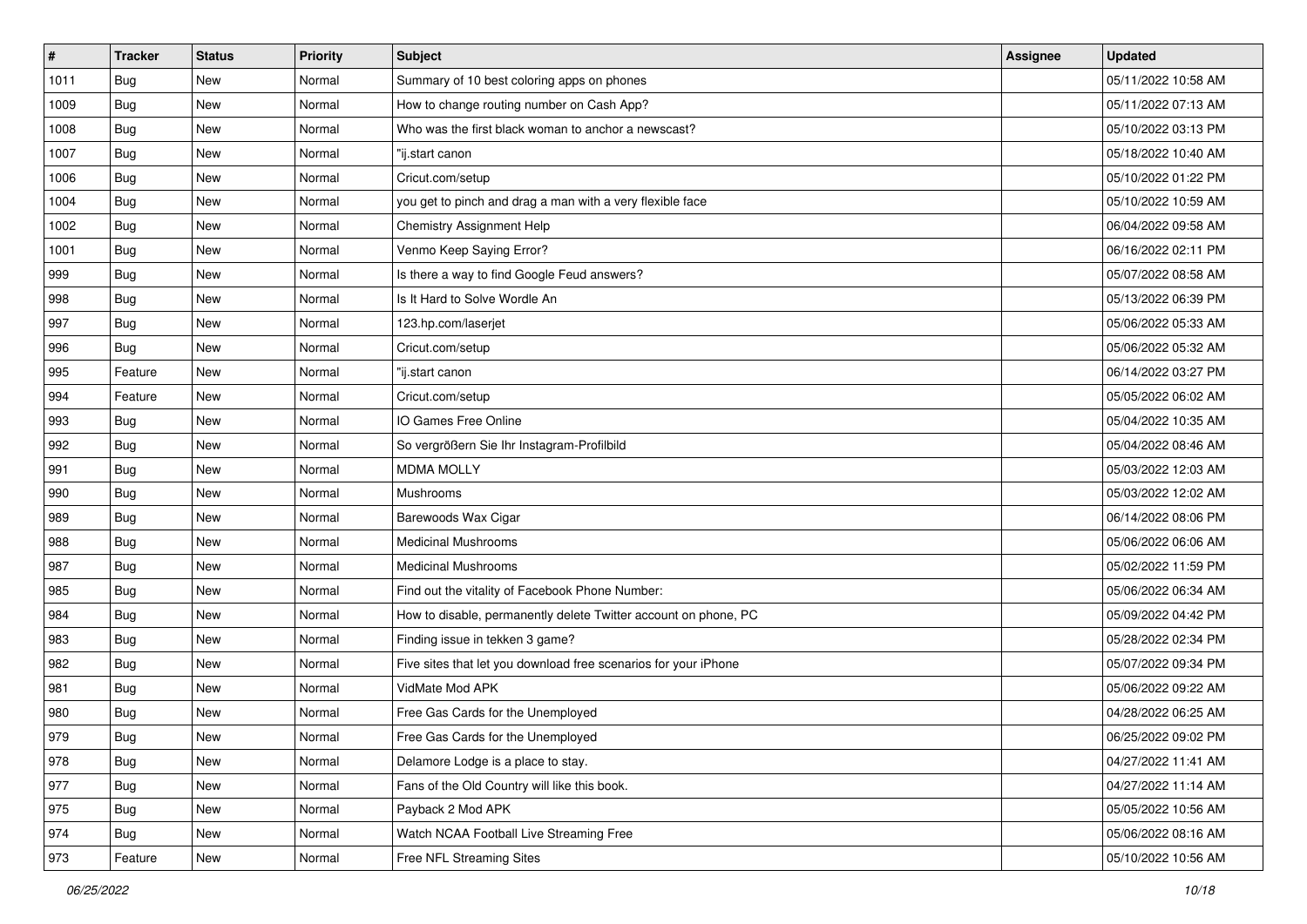| # | Tracker | Status | Priority | Subject | Assignee | Updated |
|---|---|---|---|---|---|---|
| 1011 | Bug | New | Normal | Summary of 10 best coloring apps on phones | | 05/11/2022 10:58 AM |
| 1009 | Bug | New | Normal | How to change routing number on Cash App? | | 05/11/2022 07:13 AM |
| 1008 | Bug | New | Normal | Who was the first black woman to anchor a newscast? | | 05/10/2022 03:13 PM |
| 1007 | Bug | New | Normal | "ij.start canon | | 05/18/2022 10:40 AM |
| 1006 | Bug | New | Normal | Cricut.com/setup | | 05/10/2022 01:22 PM |
| 1004 | Bug | New | Normal | you get to pinch and drag a man with a very flexible face | | 05/10/2022 10:59 AM |
| 1002 | Bug | New | Normal | Chemistry Assignment Help | | 06/04/2022 09:58 AM |
| 1001 | Bug | New | Normal | Venmo Keep Saying Error? | | 06/16/2022 02:11 PM |
| 999 | Bug | New | Normal | Is there a way to find Google Feud answers? | | 05/07/2022 08:58 AM |
| 998 | Bug | New | Normal | Is It Hard to Solve Wordle An | | 05/13/2022 06:39 PM |
| 997 | Bug | New | Normal | 123.hp.com/laserjet | | 05/06/2022 05:33 AM |
| 996 | Bug | New | Normal | Cricut.com/setup | | 05/06/2022 05:32 AM |
| 995 | Feature | New | Normal | "ij.start canon | | 06/14/2022 03:27 PM |
| 994 | Feature | New | Normal | Cricut.com/setup | | 05/05/2022 06:02 AM |
| 993 | Bug | New | Normal | IO Games Free Online | | 05/04/2022 10:35 AM |
| 992 | Bug | New | Normal | So vergrößern Sie Ihr Instagram-Profilbild | | 05/04/2022 08:46 AM |
| 991 | Bug | New | Normal | MDMA MOLLY | | 05/03/2022 12:03 AM |
| 990 | Bug | New | Normal | Mushrooms | | 05/03/2022 12:02 AM |
| 989 | Bug | New | Normal | Barewoods Wax Cigar | | 06/14/2022 08:06 PM |
| 988 | Bug | New | Normal | Medicinal Mushrooms | | 05/06/2022 06:06 AM |
| 987 | Bug | New | Normal | Medicinal Mushrooms | | 05/02/2022 11:59 PM |
| 985 | Bug | New | Normal | Find out the vitality of Facebook Phone Number: | | 05/06/2022 06:34 AM |
| 984 | Bug | New | Normal | How to disable, permanently delete Twitter account on phone, PC | | 05/09/2022 04:42 PM |
| 983 | Bug | New | Normal | Finding issue in tekken 3 game? | | 05/28/2022 02:34 PM |
| 982 | Bug | New | Normal | Five sites that let you download free scenarios for your iPhone | | 05/07/2022 09:34 PM |
| 981 | Bug | New | Normal | VidMate Mod APK | | 05/06/2022 09:22 AM |
| 980 | Bug | New | Normal | Free Gas Cards for the Unemployed | | 04/28/2022 06:25 AM |
| 979 | Bug | New | Normal | Free Gas Cards for the Unemployed | | 06/25/2022 09:02 PM |
| 978 | Bug | New | Normal | Delamore Lodge is a place to stay. | | 04/27/2022 11:41 AM |
| 977 | Bug | New | Normal | Fans of the Old Country will like this book. | | 04/27/2022 11:14 AM |
| 975 | Bug | New | Normal | Payback 2 Mod APK | | 05/05/2022 10:56 AM |
| 974 | Bug | New | Normal | Watch NCAA Football Live Streaming Free | | 05/06/2022 08:16 AM |
| 973 | Feature | New | Normal | Free NFL Streaming Sites | | 05/10/2022 10:56 AM |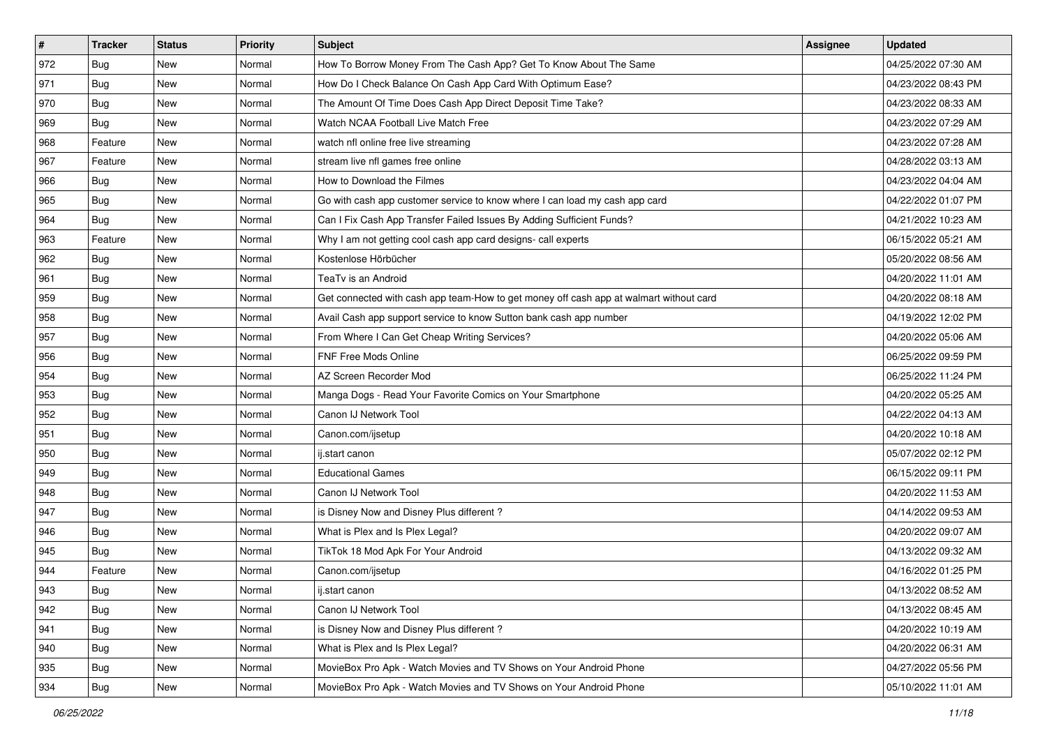| # | Tracker | Status | Priority | Subject | Assignee | Updated |
|---|---|---|---|---|---|---|
| 972 | Bug | New | Normal | How To Borrow Money From The Cash App? Get To Know About The Same | | 04/25/2022 07:30 AM |
| 971 | Bug | New | Normal | How Do I Check Balance On Cash App Card With Optimum Ease? | | 04/23/2022 08:43 PM |
| 970 | Bug | New | Normal | The Amount Of Time Does Cash App Direct Deposit Time Take? | | 04/23/2022 08:33 AM |
| 969 | Bug | New | Normal | Watch NCAA Football Live Match Free | | 04/23/2022 07:29 AM |
| 968 | Feature | New | Normal | watch nfl online free live streaming | | 04/23/2022 07:28 AM |
| 967 | Feature | New | Normal | stream live nfl games free online | | 04/28/2022 03:13 AM |
| 966 | Bug | New | Normal | How to Download the Filmes | | 04/23/2022 04:04 AM |
| 965 | Bug | New | Normal | Go with cash app customer service to know where I can load my cash app card | | 04/22/2022 01:07 PM |
| 964 | Bug | New | Normal | Can I Fix Cash App Transfer Failed Issues By Adding Sufficient Funds? | | 04/21/2022 10:23 AM |
| 963 | Feature | New | Normal | Why I am not getting cool cash app card designs- call experts | | 06/15/2022 05:21 AM |
| 962 | Bug | New | Normal | Kostenlose Hörbücher | | 05/20/2022 08:56 AM |
| 961 | Bug | New | Normal | TeaTv is an Android | | 04/20/2022 11:01 AM |
| 959 | Bug | New | Normal | Get connected with cash app team-How to get money off cash app at walmart without card | | 04/20/2022 08:18 AM |
| 958 | Bug | New | Normal | Avail Cash app support service to know Sutton bank cash app number | | 04/19/2022 12:02 PM |
| 957 | Bug | New | Normal | From Where I Can Get Cheap Writing Services? | | 04/20/2022 05:06 AM |
| 956 | Bug | New | Normal | FNF Free Mods Online | | 06/25/2022 09:59 PM |
| 954 | Bug | New | Normal | AZ Screen Recorder Mod | | 06/25/2022 11:24 PM |
| 953 | Bug | New | Normal | Manga Dogs - Read Your Favorite Comics on Your Smartphone | | 04/20/2022 05:25 AM |
| 952 | Bug | New | Normal | Canon IJ Network Tool | | 04/22/2022 04:13 AM |
| 951 | Bug | New | Normal | Canon.com/ijsetup | | 04/20/2022 10:18 AM |
| 950 | Bug | New | Normal | ij.start canon | | 05/07/2022 02:12 PM |
| 949 | Bug | New | Normal | Educational Games | | 06/15/2022 09:11 PM |
| 948 | Bug | New | Normal | Canon IJ Network Tool | | 04/20/2022 11:53 AM |
| 947 | Bug | New | Normal | is Disney Now and Disney Plus different ? | | 04/14/2022 09:53 AM |
| 946 | Bug | New | Normal | What is Plex and Is Plex Legal? | | 04/20/2022 09:07 AM |
| 945 | Bug | New | Normal | TikTok 18 Mod Apk For Your Android | | 04/13/2022 09:32 AM |
| 944 | Feature | New | Normal | Canon.com/ijsetup | | 04/16/2022 01:25 PM |
| 943 | Bug | New | Normal | ij.start canon | | 04/13/2022 08:52 AM |
| 942 | Bug | New | Normal | Canon IJ Network Tool | | 04/13/2022 08:45 AM |
| 941 | Bug | New | Normal | is Disney Now and Disney Plus different ? | | 04/20/2022 10:19 AM |
| 940 | Bug | New | Normal | What is Plex and Is Plex Legal? | | 04/20/2022 06:31 AM |
| 935 | Bug | New | Normal | MovieBox Pro Apk - Watch Movies and TV Shows on Your Android Phone | | 04/27/2022 05:56 PM |
| 934 | Bug | New | Normal | MovieBox Pro Apk - Watch Movies and TV Shows on Your Android Phone | | 05/10/2022 11:01 AM |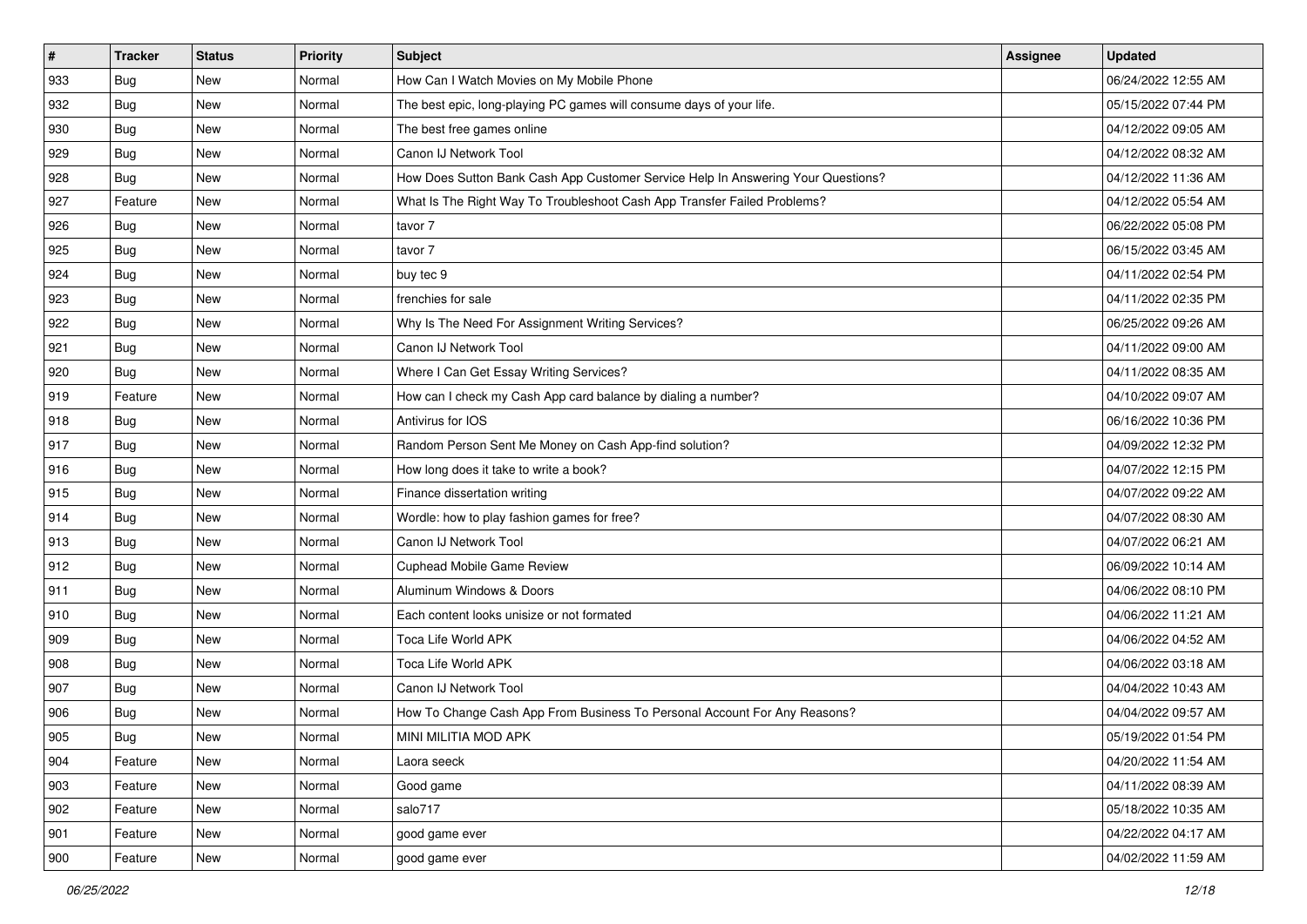| # | Tracker | Status | Priority | Subject | Assignee | Updated |
|---|---|---|---|---|---|---|
| 933 | Bug | New | Normal | How Can I Watch Movies on My Mobile Phone | | 06/24/2022 12:55 AM |
| 932 | Bug | New | Normal | The best epic, long-playing PC games will consume days of your life. | | 05/15/2022 07:44 PM |
| 930 | Bug | New | Normal | The best free games online | | 04/12/2022 09:05 AM |
| 929 | Bug | New | Normal | Canon IJ Network Tool | | 04/12/2022 08:32 AM |
| 928 | Bug | New | Normal | How Does Sutton Bank Cash App Customer Service Help In Answering Your Questions? | | 04/12/2022 11:36 AM |
| 927 | Feature | New | Normal | What Is The Right Way To Troubleshoot Cash App Transfer Failed Problems? | | 04/12/2022 05:54 AM |
| 926 | Bug | New | Normal | tavor 7 | | 06/22/2022 05:08 PM |
| 925 | Bug | New | Normal | tavor 7 | | 06/15/2022 03:45 AM |
| 924 | Bug | New | Normal | buy tec 9 | | 04/11/2022 02:54 PM |
| 923 | Bug | New | Normal | frenchies for sale | | 04/11/2022 02:35 PM |
| 922 | Bug | New | Normal | Why Is The Need For Assignment Writing Services? | | 06/25/2022 09:26 AM |
| 921 | Bug | New | Normal | Canon IJ Network Tool | | 04/11/2022 09:00 AM |
| 920 | Bug | New | Normal | Where I Can Get Essay Writing Services? | | 04/11/2022 08:35 AM |
| 919 | Feature | New | Normal | How can I check my Cash App card balance by dialing a number? | | 04/10/2022 09:07 AM |
| 918 | Bug | New | Normal | Antivirus for IOS | | 06/16/2022 10:36 PM |
| 917 | Bug | New | Normal | Random Person Sent Me Money on Cash App-find solution? | | 04/09/2022 12:32 PM |
| 916 | Bug | New | Normal | How long does it take to write a book? | | 04/07/2022 12:15 PM |
| 915 | Bug | New | Normal | Finance dissertation writing | | 04/07/2022 09:22 AM |
| 914 | Bug | New | Normal | Wordle: how to play fashion games for free? | | 04/07/2022 08:30 AM |
| 913 | Bug | New | Normal | Canon IJ Network Tool | | 04/07/2022 06:21 AM |
| 912 | Bug | New | Normal | Cuphead Mobile Game Review | | 06/09/2022 10:14 AM |
| 911 | Bug | New | Normal | Aluminum Windows & Doors | | 04/06/2022 08:10 PM |
| 910 | Bug | New | Normal | Each content looks unisize or not formated | | 04/06/2022 11:21 AM |
| 909 | Bug | New | Normal | Toca Life World APK | | 04/06/2022 04:52 AM |
| 908 | Bug | New | Normal | Toca Life World APK | | 04/06/2022 03:18 AM |
| 907 | Bug | New | Normal | Canon IJ Network Tool | | 04/04/2022 10:43 AM |
| 906 | Bug | New | Normal | How To Change Cash App From Business To Personal Account For Any Reasons? | | 04/04/2022 09:57 AM |
| 905 | Bug | New | Normal | MINI MILITIA MOD APK | | 05/19/2022 01:54 PM |
| 904 | Feature | New | Normal | Laora seeck | | 04/20/2022 11:54 AM |
| 903 | Feature | New | Normal | Good game | | 04/11/2022 08:39 AM |
| 902 | Feature | New | Normal | salo717 | | 05/18/2022 10:35 AM |
| 901 | Feature | New | Normal | good game ever | | 04/22/2022 04:17 AM |
| 900 | Feature | New | Normal | good game ever | | 04/02/2022 11:59 AM |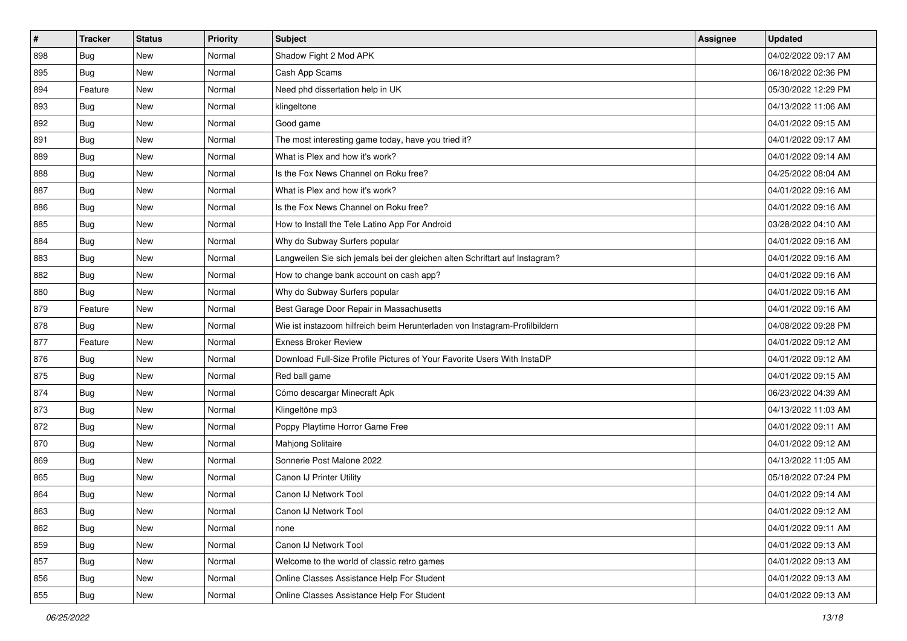| # | Tracker | Status | Priority | Subject | Assignee | Updated |
|---|---|---|---|---|---|---|
| 898 | Bug | New | Normal | Shadow Fight 2 Mod APK | | 04/02/2022 09:17 AM |
| 895 | Bug | New | Normal | Cash App Scams | | 06/18/2022 02:36 PM |
| 894 | Feature | New | Normal | Need phd dissertation help in UK | | 05/30/2022 12:29 PM |
| 893 | Bug | New | Normal | klingeltone | | 04/13/2022 11:06 AM |
| 892 | Bug | New | Normal | Good game | | 04/01/2022 09:15 AM |
| 891 | Bug | New | Normal | The most interesting game today, have you tried it? | | 04/01/2022 09:17 AM |
| 889 | Bug | New | Normal | What is Plex and how it's work? | | 04/01/2022 09:14 AM |
| 888 | Bug | New | Normal | Is the Fox News Channel on Roku free? | | 04/25/2022 08:04 AM |
| 887 | Bug | New | Normal | What is Plex and how it's work? | | 04/01/2022 09:16 AM |
| 886 | Bug | New | Normal | Is the Fox News Channel on Roku free? | | 04/01/2022 09:16 AM |
| 885 | Bug | New | Normal | How to Install the Tele Latino App For Android | | 03/28/2022 04:10 AM |
| 884 | Bug | New | Normal | Why do Subway Surfers popular | | 04/01/2022 09:16 AM |
| 883 | Bug | New | Normal | Langweilen Sie sich jemals bei der gleichen alten Schriftart auf Instagram? | | 04/01/2022 09:16 AM |
| 882 | Bug | New | Normal | How to change bank account on cash app? | | 04/01/2022 09:16 AM |
| 880 | Bug | New | Normal | Why do Subway Surfers popular | | 04/01/2022 09:16 AM |
| 879 | Feature | New | Normal | Best Garage Door Repair in Massachusetts | | 04/01/2022 09:16 AM |
| 878 | Bug | New | Normal | Wie ist instazoom hilfreich beim Herunterladen von Instagram-Profilbildern | | 04/08/2022 09:28 PM |
| 877 | Feature | New | Normal | Exness Broker Review | | 04/01/2022 09:12 AM |
| 876 | Bug | New | Normal | Download Full-Size Profile Pictures of Your Favorite Users With InstaDP | | 04/01/2022 09:12 AM |
| 875 | Bug | New | Normal | Red ball game | | 04/01/2022 09:15 AM |
| 874 | Bug | New | Normal | Cómo descargar Minecraft Apk | | 06/23/2022 04:39 AM |
| 873 | Bug | New | Normal | Klingeltöne mp3 | | 04/13/2022 11:03 AM |
| 872 | Bug | New | Normal | Poppy Playtime Horror Game Free | | 04/01/2022 09:11 AM |
| 870 | Bug | New | Normal | Mahjong Solitaire | | 04/01/2022 09:12 AM |
| 869 | Bug | New | Normal | Sonnerie Post Malone 2022 | | 04/13/2022 11:05 AM |
| 865 | Bug | New | Normal | Canon IJ Printer Utility | | 05/18/2022 07:24 PM |
| 864 | Bug | New | Normal | Canon IJ Network Tool | | 04/01/2022 09:14 AM |
| 863 | Bug | New | Normal | Canon IJ Network Tool | | 04/01/2022 09:12 AM |
| 862 | Bug | New | Normal | none | | 04/01/2022 09:11 AM |
| 859 | Bug | New | Normal | Canon IJ Network Tool | | 04/01/2022 09:13 AM |
| 857 | Bug | New | Normal | Welcome to the world of classic retro games | | 04/01/2022 09:13 AM |
| 856 | Bug | New | Normal | Online Classes Assistance Help For Student | | 04/01/2022 09:13 AM |
| 855 | Bug | New | Normal | Online Classes Assistance Help For Student | | 04/01/2022 09:13 AM |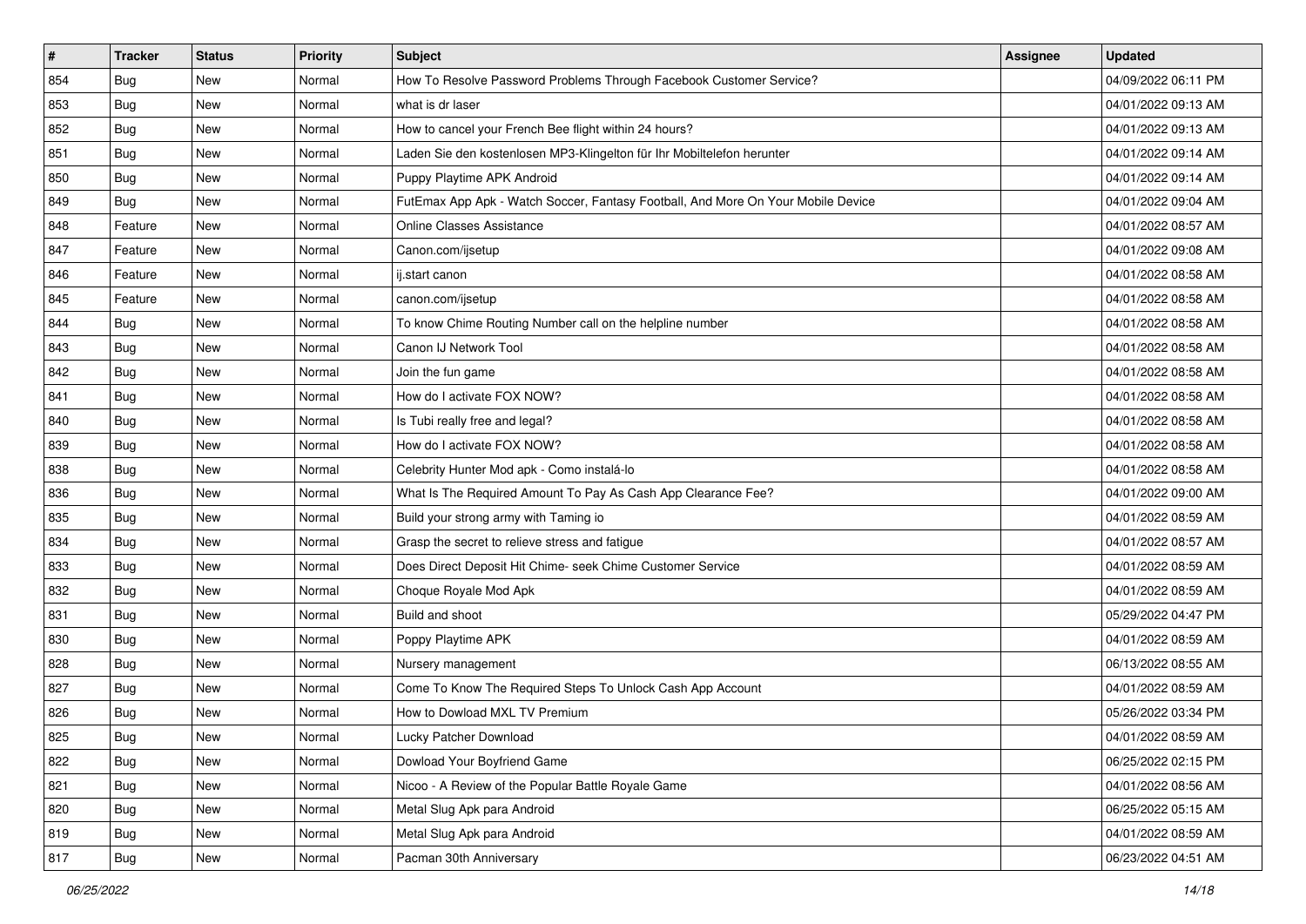| # | Tracker | Status | Priority | Subject | Assignee | Updated |
| --- | --- | --- | --- | --- | --- | --- |
| 854 | Bug | New | Normal | How To Resolve Password Problems Through Facebook Customer Service? | | 04/09/2022 06:11 PM |
| 853 | Bug | New | Normal | what is dr laser | | 04/01/2022 09:13 AM |
| 852 | Bug | New | Normal | How to cancel your French Bee flight within 24 hours? | | 04/01/2022 09:13 AM |
| 851 | Bug | New | Normal | Laden Sie den kostenlosen MP3-Klingelton für Ihr Mobiltelefon herunter | | 04/01/2022 09:14 AM |
| 850 | Bug | New | Normal | Puppy Playtime APK Android | | 04/01/2022 09:14 AM |
| 849 | Bug | New | Normal | FutEmax App Apk - Watch Soccer, Fantasy Football, And More On Your Mobile Device | | 04/01/2022 09:04 AM |
| 848 | Feature | New | Normal | Online Classes Assistance | | 04/01/2022 08:57 AM |
| 847 | Feature | New | Normal | Canon.com/ijsetup | | 04/01/2022 09:08 AM |
| 846 | Feature | New | Normal | ij.start canon | | 04/01/2022 08:58 AM |
| 845 | Feature | New | Normal | canon.com/ijsetup | | 04/01/2022 08:58 AM |
| 844 | Bug | New | Normal | To know Chime Routing Number call on the helpline number | | 04/01/2022 08:58 AM |
| 843 | Bug | New | Normal | Canon IJ Network Tool | | 04/01/2022 08:58 AM |
| 842 | Bug | New | Normal | Join the fun game | | 04/01/2022 08:58 AM |
| 841 | Bug | New | Normal | How do I activate FOX NOW? | | 04/01/2022 08:58 AM |
| 840 | Bug | New | Normal | Is Tubi really free and legal? | | 04/01/2022 08:58 AM |
| 839 | Bug | New | Normal | How do I activate FOX NOW? | | 04/01/2022 08:58 AM |
| 838 | Bug | New | Normal | Celebrity Hunter Mod apk - Como instalá-lo | | 04/01/2022 08:58 AM |
| 836 | Bug | New | Normal | What Is The Required Amount To Pay As Cash App Clearance Fee? | | 04/01/2022 09:00 AM |
| 835 | Bug | New | Normal | Build your strong army with Taming io | | 04/01/2022 08:59 AM |
| 834 | Bug | New | Normal | Grasp the secret to relieve stress and fatigue | | 04/01/2022 08:57 AM |
| 833 | Bug | New | Normal | Does Direct Deposit Hit Chime- seek Chime Customer Service | | 04/01/2022 08:59 AM |
| 832 | Bug | New | Normal | Choque Royale Mod Apk | | 04/01/2022 08:59 AM |
| 831 | Bug | New | Normal | Build and shoot | | 05/29/2022 04:47 PM |
| 830 | Bug | New | Normal | Poppy Playtime APK | | 04/01/2022 08:59 AM |
| 828 | Bug | New | Normal | Nursery management | | 06/13/2022 08:55 AM |
| 827 | Bug | New | Normal | Come To Know The Required Steps To Unlock Cash App Account | | 04/01/2022 08:59 AM |
| 826 | Bug | New | Normal | How to Dowload MXL TV Premium | | 05/26/2022 03:34 PM |
| 825 | Bug | New | Normal | Lucky Patcher Download | | 04/01/2022 08:59 AM |
| 822 | Bug | New | Normal | Dowload Your Boyfriend Game | | 06/25/2022 02:15 PM |
| 821 | Bug | New | Normal | Nicoo - A Review of the Popular Battle Royale Game | | 04/01/2022 08:56 AM |
| 820 | Bug | New | Normal | Metal Slug Apk para Android | | 06/25/2022 05:15 AM |
| 819 | Bug | New | Normal | Metal Slug Apk para Android | | 04/01/2022 08:59 AM |
| 817 | Bug | New | Normal | Pacman 30th Anniversary | | 06/23/2022 04:51 AM |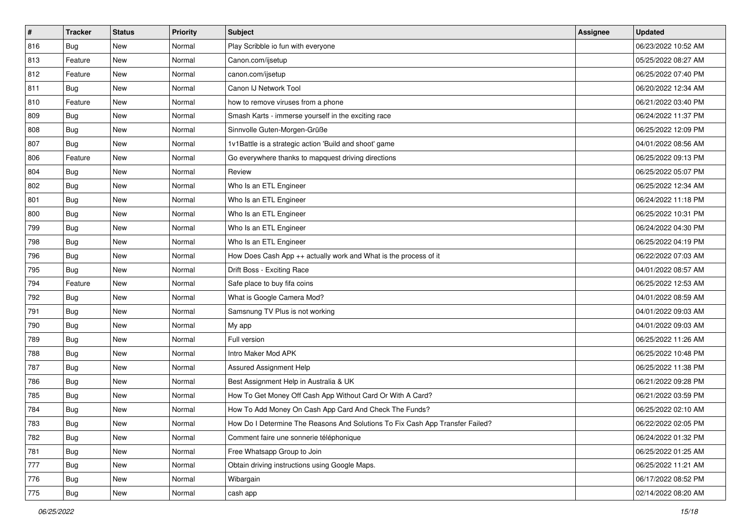| # | Tracker | Status | Priority | Subject | Assignee | Updated |
|---|---|---|---|---|---|---|
| 816 | Bug | New | Normal | Play Scribble io fun with everyone | | 06/23/2022 10:52 AM |
| 813 | Feature | New | Normal | Canon.com/ijsetup | | 05/25/2022 08:27 AM |
| 812 | Feature | New | Normal | canon.com/ijsetup | | 06/25/2022 07:40 PM |
| 811 | Bug | New | Normal | Canon IJ Network Tool | | 06/20/2022 12:34 AM |
| 810 | Feature | New | Normal | how to remove viruses from a phone | | 06/21/2022 03:40 PM |
| 809 | Bug | New | Normal | Smash Karts - immerse yourself in the exciting race | | 06/24/2022 11:37 PM |
| 808 | Bug | New | Normal | Sinnvolle Guten-Morgen-Grüße | | 06/25/2022 12:09 PM |
| 807 | Bug | New | Normal | 1v1Battle is a strategic action 'Build and shoot' game | | 04/01/2022 08:56 AM |
| 806 | Feature | New | Normal | Go everywhere thanks to mapquest driving directions | | 06/25/2022 09:13 PM |
| 804 | Bug | New | Normal | Review | | 06/25/2022 05:07 PM |
| 802 | Bug | New | Normal | Who Is an ETL Engineer | | 06/25/2022 12:34 AM |
| 801 | Bug | New | Normal | Who Is an ETL Engineer | | 06/24/2022 11:18 PM |
| 800 | Bug | New | Normal | Who Is an ETL Engineer | | 06/25/2022 10:31 PM |
| 799 | Bug | New | Normal | Who Is an ETL Engineer | | 06/24/2022 04:30 PM |
| 798 | Bug | New | Normal | Who Is an ETL Engineer | | 06/25/2022 04:19 PM |
| 796 | Bug | New | Normal | How Does Cash App ++ actually work and What is the process of it | | 06/22/2022 07:03 AM |
| 795 | Bug | New | Normal | Drift Boss - Exciting Race | | 04/01/2022 08:57 AM |
| 794 | Feature | New | Normal | Safe place to buy fifa coins | | 06/25/2022 12:53 AM |
| 792 | Bug | New | Normal | What is Google Camera Mod? | | 04/01/2022 08:59 AM |
| 791 | Bug | New | Normal | Samsnung TV Plus is not working | | 04/01/2022 09:03 AM |
| 790 | Bug | New | Normal | My app | | 04/01/2022 09:03 AM |
| 789 | Bug | New | Normal | Full version | | 06/25/2022 11:26 AM |
| 788 | Bug | New | Normal | Intro Maker Mod APK | | 06/25/2022 10:48 PM |
| 787 | Bug | New | Normal | Assured Assignment Help | | 06/25/2022 11:38 PM |
| 786 | Bug | New | Normal | Best Assignment Help in Australia & UK | | 06/21/2022 09:28 PM |
| 785 | Bug | New | Normal | How To Get Money Off Cash App Without Card Or With A Card? | | 06/21/2022 03:59 PM |
| 784 | Bug | New | Normal | How To Add Money On Cash App Card And Check The Funds? | | 06/25/2022 02:10 AM |
| 783 | Bug | New | Normal | How Do I Determine The Reasons And Solutions To Fix Cash App Transfer Failed? | | 06/22/2022 02:05 PM |
| 782 | Bug | New | Normal | Comment faire une sonnerie téléphonique | | 06/24/2022 01:32 PM |
| 781 | Bug | New | Normal | Free Whatsapp Group to Join | | 06/25/2022 01:25 AM |
| 777 | Bug | New | Normal | Obtain driving instructions using Google Maps. | | 06/25/2022 11:21 AM |
| 776 | Bug | New | Normal | Wibargain | | 06/17/2022 08:52 PM |
| 775 | Bug | New | Normal | cash app | | 02/14/2022 08:20 AM |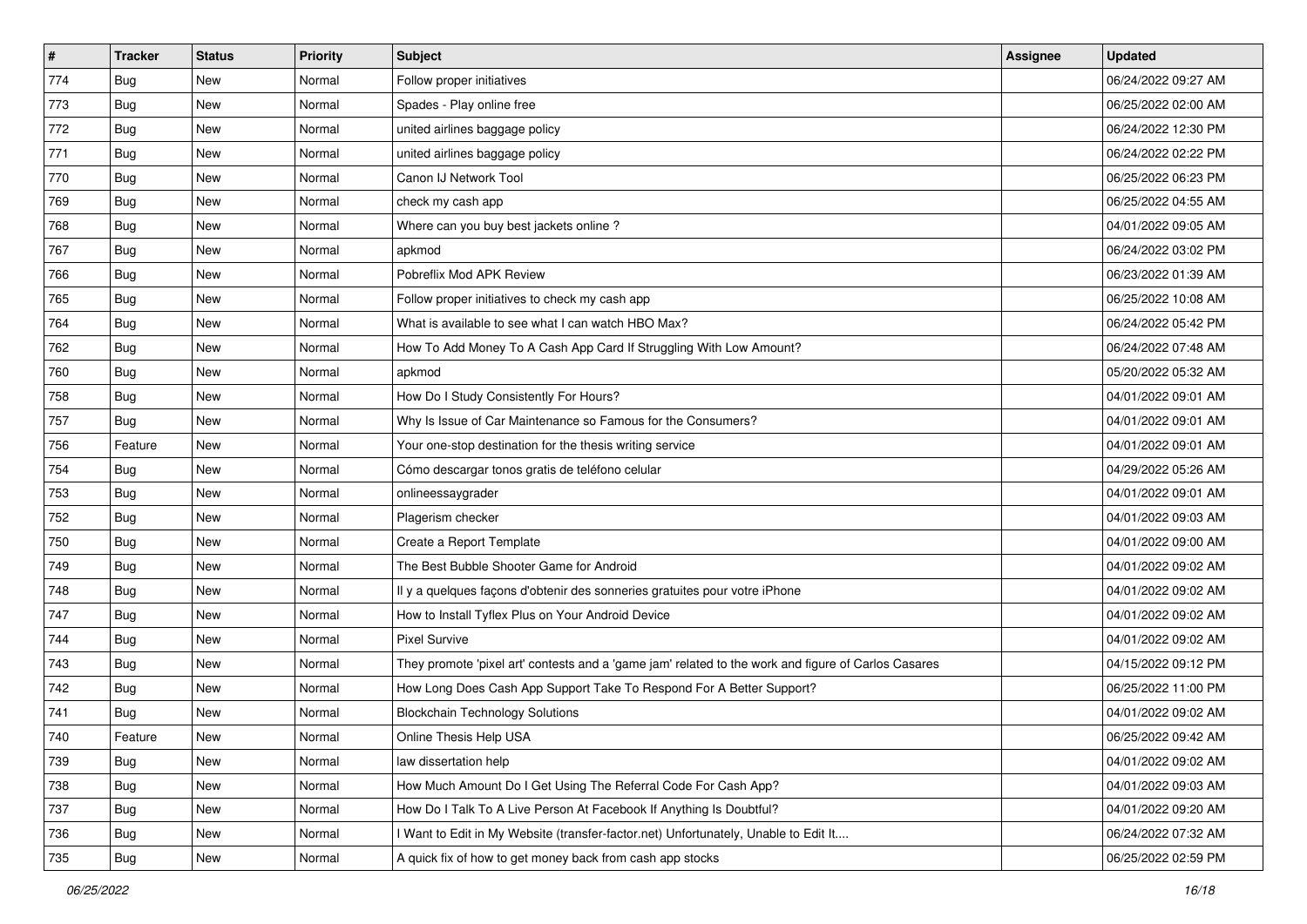| # | Tracker | Status | Priority | Subject | Assignee | Updated |
|---|---|---|---|---|---|---|
| 774 | Bug | New | Normal | Follow proper initiatives | | 06/24/2022 09:27 AM |
| 773 | Bug | New | Normal | Spades - Play online free | | 06/25/2022 02:00 AM |
| 772 | Bug | New | Normal | united airlines baggage policy | | 06/24/2022 12:30 PM |
| 771 | Bug | New | Normal | united airlines baggage policy | | 06/24/2022 02:22 PM |
| 770 | Bug | New | Normal | Canon IJ Network Tool | | 06/25/2022 06:23 PM |
| 769 | Bug | New | Normal | check my cash app | | 06/25/2022 04:55 AM |
| 768 | Bug | New | Normal | Where can you buy best jackets online ? | | 04/01/2022 09:05 AM |
| 767 | Bug | New | Normal | apkmod | | 06/24/2022 03:02 PM |
| 766 | Bug | New | Normal | Pobreflix Mod APK Review | | 06/23/2022 01:39 AM |
| 765 | Bug | New | Normal | Follow proper initiatives to check my cash app | | 06/25/2022 10:08 AM |
| 764 | Bug | New | Normal | What is available to see what I can watch HBO Max? | | 06/24/2022 05:42 PM |
| 762 | Bug | New | Normal | How To Add Money To A Cash App Card If Struggling With Low Amount? | | 06/24/2022 07:48 AM |
| 760 | Bug | New | Normal | apkmod | | 05/20/2022 05:32 AM |
| 758 | Bug | New | Normal | How Do I Study Consistently For Hours? | | 04/01/2022 09:01 AM |
| 757 | Bug | New | Normal | Why Is Issue of Car Maintenance so Famous for the Consumers? | | 04/01/2022 09:01 AM |
| 756 | Feature | New | Normal | Your one-stop destination for the thesis writing service | | 04/01/2022 09:01 AM |
| 754 | Bug | New | Normal | Cómo descargar tonos gratis de teléfono celular | | 04/29/2022 05:26 AM |
| 753 | Bug | New | Normal | onlineessaygrader | | 04/01/2022 09:01 AM |
| 752 | Bug | New | Normal | Plagerism checker | | 04/01/2022 09:03 AM |
| 750 | Bug | New | Normal | Create a Report Template | | 04/01/2022 09:00 AM |
| 749 | Bug | New | Normal | The Best Bubble Shooter Game for Android | | 04/01/2022 09:02 AM |
| 748 | Bug | New | Normal | Il y a quelques façons d'obtenir des sonneries gratuites pour votre iPhone | | 04/01/2022 09:02 AM |
| 747 | Bug | New | Normal | How to Install Tyflex Plus on Your Android Device | | 04/01/2022 09:02 AM |
| 744 | Bug | New | Normal | Pixel Survive | | 04/01/2022 09:02 AM |
| 743 | Bug | New | Normal | They promote 'pixel art' contests and a 'game jam' related to the work and figure of Carlos Casares | | 04/15/2022 09:12 PM |
| 742 | Bug | New | Normal | How Long Does Cash App Support Take To Respond For A Better Support? | | 06/25/2022 11:00 PM |
| 741 | Bug | New | Normal | Blockchain Technology Solutions | | 04/01/2022 09:02 AM |
| 740 | Feature | New | Normal | Online Thesis Help USA | | 06/25/2022 09:42 AM |
| 739 | Bug | New | Normal | law dissertation help | | 04/01/2022 09:02 AM |
| 738 | Bug | New | Normal | How Much Amount Do I Get Using The Referral Code For Cash App? | | 04/01/2022 09:03 AM |
| 737 | Bug | New | Normal | How Do I Talk To A Live Person At Facebook If Anything Is Doubtful? | | 04/01/2022 09:20 AM |
| 736 | Bug | New | Normal | I Want to Edit in My Website (transfer-factor.net) Unfortunately, Unable to Edit It.... | | 06/24/2022 07:32 AM |
| 735 | Bug | New | Normal | A quick fix of how to get money back from cash app stocks | | 06/25/2022 02:59 PM |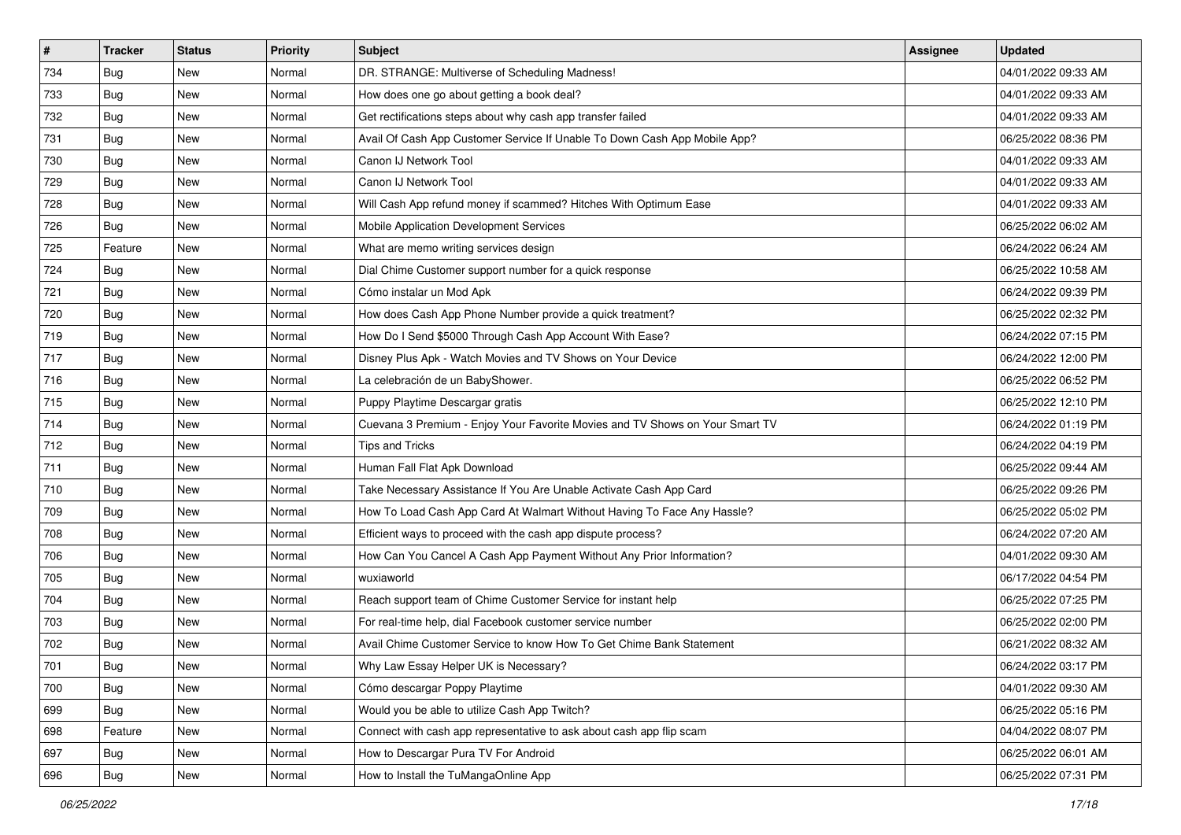| # | Tracker | Status | Priority | Subject | Assignee | Updated |
|---|---|---|---|---|---|---|
| 734 | Bug | New | Normal | DR. STRANGE: Multiverse of Scheduling Madness! | | 04/01/2022 09:33 AM |
| 733 | Bug | New | Normal | How does one go about getting a book deal? | | 04/01/2022 09:33 AM |
| 732 | Bug | New | Normal | Get rectifications steps about why cash app transfer failed | | 04/01/2022 09:33 AM |
| 731 | Bug | New | Normal | Avail Of Cash App Customer Service If Unable To Down Cash App Mobile App? | | 06/25/2022 08:36 PM |
| 730 | Bug | New | Normal | Canon IJ Network Tool | | 04/01/2022 09:33 AM |
| 729 | Bug | New | Normal | Canon IJ Network Tool | | 04/01/2022 09:33 AM |
| 728 | Bug | New | Normal | Will Cash App refund money if scammed? Hitches With Optimum Ease | | 04/01/2022 09:33 AM |
| 726 | Bug | New | Normal | Mobile Application Development Services | | 06/25/2022 06:02 AM |
| 725 | Feature | New | Normal | What are memo writing services design | | 06/24/2022 06:24 AM |
| 724 | Bug | New | Normal | Dial Chime Customer support number for a quick response | | 06/25/2022 10:58 AM |
| 721 | Bug | New | Normal | Cómo instalar un Mod Apk | | 06/24/2022 09:39 PM |
| 720 | Bug | New | Normal | How does Cash App Phone Number provide a quick treatment? | | 06/25/2022 02:32 PM |
| 719 | Bug | New | Normal | How Do I Send $5000 Through Cash App Account With Ease? | | 06/24/2022 07:15 PM |
| 717 | Bug | New | Normal | Disney Plus Apk - Watch Movies and TV Shows on Your Device | | 06/24/2022 12:00 PM |
| 716 | Bug | New | Normal | La celebración de un BabyShower. | | 06/25/2022 06:52 PM |
| 715 | Bug | New | Normal | Puppy Playtime Descargar gratis | | 06/25/2022 12:10 PM |
| 714 | Bug | New | Normal | Cuevana 3 Premium - Enjoy Your Favorite Movies and TV Shows on Your Smart TV | | 06/24/2022 01:19 PM |
| 712 | Bug | New | Normal | Tips and Tricks | | 06/24/2022 04:19 PM |
| 711 | Bug | New | Normal | Human Fall Flat Apk Download | | 06/25/2022 09:44 AM |
| 710 | Bug | New | Normal | Take Necessary Assistance If You Are Unable Activate Cash App Card | | 06/25/2022 09:26 PM |
| 709 | Bug | New | Normal | How To Load Cash App Card At Walmart Without Having To Face Any Hassle? | | 06/25/2022 05:02 PM |
| 708 | Bug | New | Normal | Efficient ways to proceed with the cash app dispute process? | | 06/24/2022 07:20 AM |
| 706 | Bug | New | Normal | How Can You Cancel A Cash App Payment Without Any Prior Information? | | 04/01/2022 09:30 AM |
| 705 | Bug | New | Normal | wuxiaworld | | 06/17/2022 04:54 PM |
| 704 | Bug | New | Normal | Reach support team of Chime Customer Service for instant help | | 06/25/2022 07:25 PM |
| 703 | Bug | New | Normal | For real-time help, dial Facebook customer service number | | 06/25/2022 02:00 PM |
| 702 | Bug | New | Normal | Avail Chime Customer Service to know How To Get Chime Bank Statement | | 06/21/2022 08:32 AM |
| 701 | Bug | New | Normal | Why Law Essay Helper UK is Necessary? | | 06/24/2022 03:17 PM |
| 700 | Bug | New | Normal | Cómo descargar Poppy Playtime | | 04/01/2022 09:30 AM |
| 699 | Bug | New | Normal | Would you be able to utilize Cash App Twitch? | | 06/25/2022 05:16 PM |
| 698 | Feature | New | Normal | Connect with cash app representative to ask about cash app flip scam | | 04/04/2022 08:07 PM |
| 697 | Bug | New | Normal | How to Descargar Pura TV For Android | | 06/25/2022 06:01 AM |
| 696 | Bug | New | Normal | How to Install the TuMangaOnline App | | 06/25/2022 07:31 PM |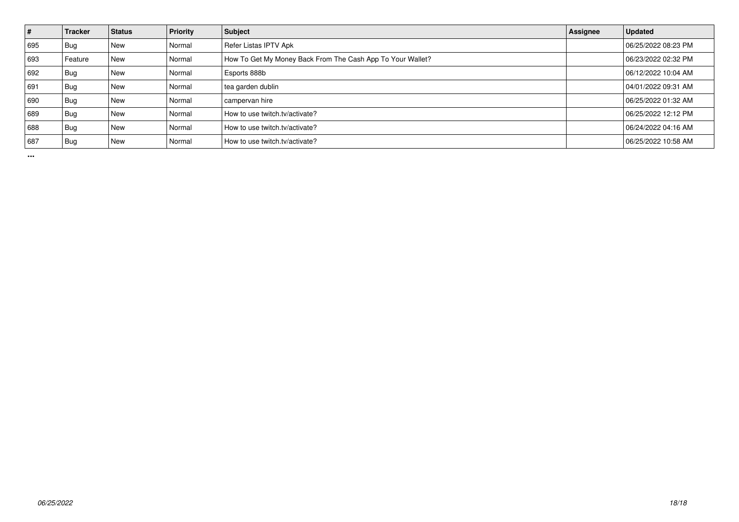| # | Tracker | Status | Priority | Subject | Assignee | Updated |
|---|---|---|---|---|---|---|
| 695 | Bug | New | Normal | Refer Listas IPTV Apk | | 06/25/2022 08:23 PM |
| 693 | Feature | New | Normal | How To Get My Money Back From The Cash App To Your Wallet? | | 06/23/2022 02:32 PM |
| 692 | Bug | New | Normal | Esports 888b | | 06/12/2022 10:04 AM |
| 691 | Bug | New | Normal | tea garden dublin | | 04/01/2022 09:31 AM |
| 690 | Bug | New | Normal | campervan hire | | 06/25/2022 01:32 AM |
| 689 | Bug | New | Normal | How to use twitch.tv/activate? | | 06/25/2022 12:12 PM |
| 688 | Bug | New | Normal | How to use twitch.tv/activate? | | 06/24/2022 04:16 AM |
| 687 | Bug | New | Normal | How to use twitch.tv/activate? | | 06/25/2022 10:58 AM |

**...**